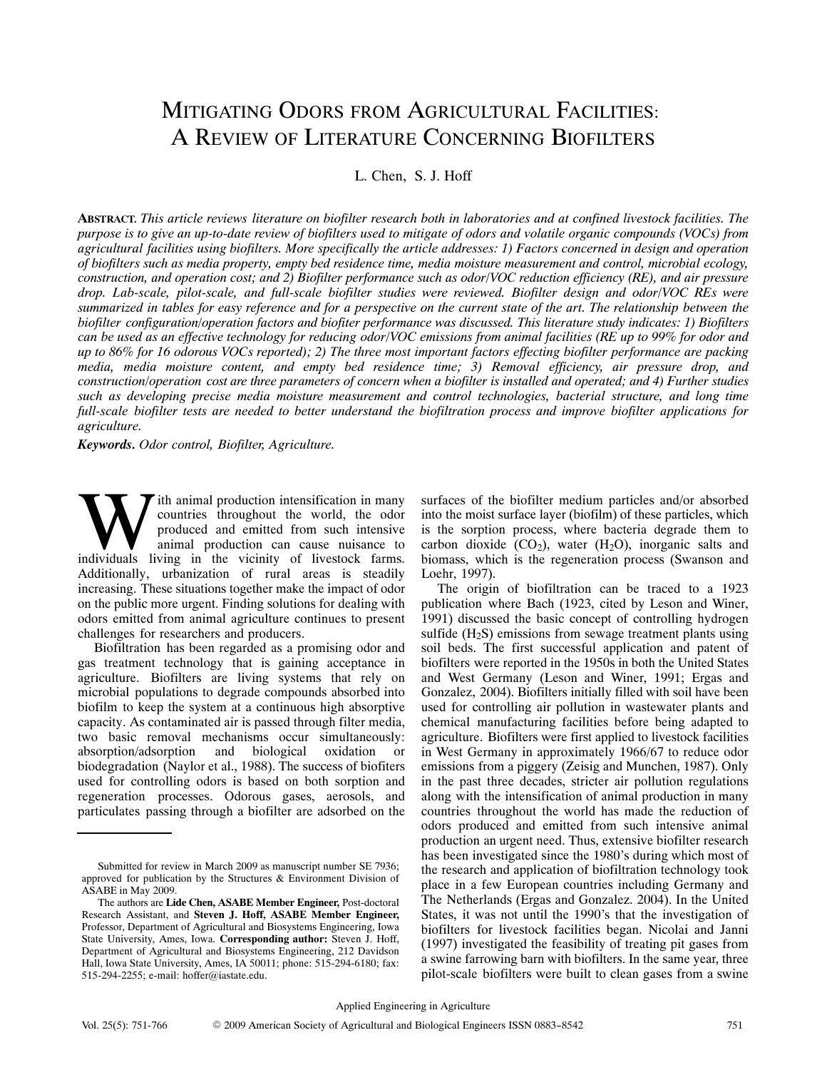# Mitigating Odors from Agricultural Facilities: A Review of Literature Concerning Biofilters

L. Chen, S. J. Hoff

**Abstract.** *This article reviews literature on biofilter research both in laboratories and at confined livestock facilities. The purpose is to give an up-to-date review of biofilters used to mitigate of odors and volatile organic compounds (VOCs) from agricultural facilities using biofilters. More specifically the article addresses: 1) Factors concerned in design and operation of biofilters such as media property, empty bed residence time, media moisture measurement and control, microbial ecology, construction, and operation cost; and 2) Biofilter performance such as odor/VOC reduction efficiency (RE), and air pressure drop. Lab-scale, pilot-scale, and full-scale biofilter studies were reviewed. Biofilter design and odor/VOC REs were summarized in tables for easy reference and for a perspective on the current state of the art. The relationship between the biofilter configuration/operation factors and biofilter performance was discussed. This literature study indicates: 1) Biofilters can be used as an effective technology for reducing odor/VOC emissions from animal facilities (RE up to 99% for odor and up to 86% for 16 odorous VOCs reported); 2) The three most important factors effecting biofilter performance are packing media, media moisture content, and empty bed residence time; 3) Removal efficiency, air pressure drop, and construction/operation cost are three parameters of concern when a biofilter is installed and operated; and 4) Further studies such as developing precise media moisture measurement and control technologies, bacterial structure, and long time full-scale biofilter tests are needed to better understand the biofiltration process and improve biofilter applications for agriculture.*

**Keywords.** *Odor control, Biofilter, Agriculture.*

With animal production intensification in many countries throughout the world, the odor produced and emitted from such intensive animal production can cause nuisance to individuals living in the vicinity of livestock farms. Additionally, urbanization of rural areas is steadily increasing. These situations together make the impact of odor on the public more urgent. Finding solutions for dealing with odors emitted from animal agriculture continues to present challenges for researchers and producers.

Biofiltration has been regarded as a promising odor and gas treatment technology that is gaining acceptance in agriculture. Biofilters are living systems that rely on microbial populations to degrade compounds absorbed into biofilm to keep the system at a continuous high absorptive capacity. As contaminated air is passed through filter media, two basic removal mechanisms occur simultaneously: absorption/adsorption and biological oxidation or biodegradation (Naylor et al., 1988). The success of biofiters used for controlling odors is based on both sorption and regeneration processes. Odorous gases, aerosols, and particulates passing through a biofilter are adsorbed on the surfaces of the biofilter medium particles and/or absorbed into the moist surface layer (biofilm) of these particles, which is the sorption process, where bacteria degrade them to carbon dioxide ($CO_2$), water ($H_2O$), inorganic salts and biomass, which is the regeneration process (Swanson and Loehr, 1997).

The origin of biofiltration can be traced to a 1923 publication where Bach (1923, cited by Leson and Winer, 1991) discussed the basic concept of controlling hydrogen sulfide ($H_2S$) emissions from sewage treatment plants using soil beds. The first successful application and patent of biofilters were reported in the 1950s in both the United States and West Germany (Leson and Winer, 1991; Ergas and Gonzalez, 2004). Biofilters initially filled with soil have been used for controlling air pollution in wastewater plants and chemical manufacturing facilities before being adapted to agriculture. Biofilters were first applied to livestock facilities in West Germany in approximately 1966/67 to reduce odor emissions from a piggery (Zeisig and Munchen, 1987). Only in the past three decades, stricter air pollution regulations along with the intensification of animal production in many countries throughout the world has made the reduction of odors produced and emitted from such intensive animal production an urgent need. Thus, extensive biofilter research has been investigated since the 1980's during which most of the research and application of biofiltration technology took place in a few European countries including Germany and The Netherlands (Ergas and Gonzalez. 2004). In the United States, it was not until the 1990's that the investigation of biofilters for livestock facilities began. Nicolai and Janni (1997) investigated the feasibility of treating pit gases from a swine farrowing barn with biofilters. In the same year, three pilot-scale biofilters were built to clean gases from a swine

---

Submitted for review in March 2009 as manuscript number SE 7936; approved for publication by the Structures & Environment Division of ASABE in May 2009.

The authors are **Lide Chen, ASABE Member Engineer,** Post-doctoral Research Assistant, and **Steven J. Hoff, ASABE Member Engineer,** Professor, Department of Agricultural and Biosystems Engineering, Iowa State University, Ames, Iowa. **Corresponding author:** Steven J. Hoff, Department of Agricultural and Biosystems Engineering, 212 Davidson Hall, Iowa State University, Ames, IA 50011; phone: 515-294-6180; fax: 515-294-2255; e-mail: hoffer@iastate.edu.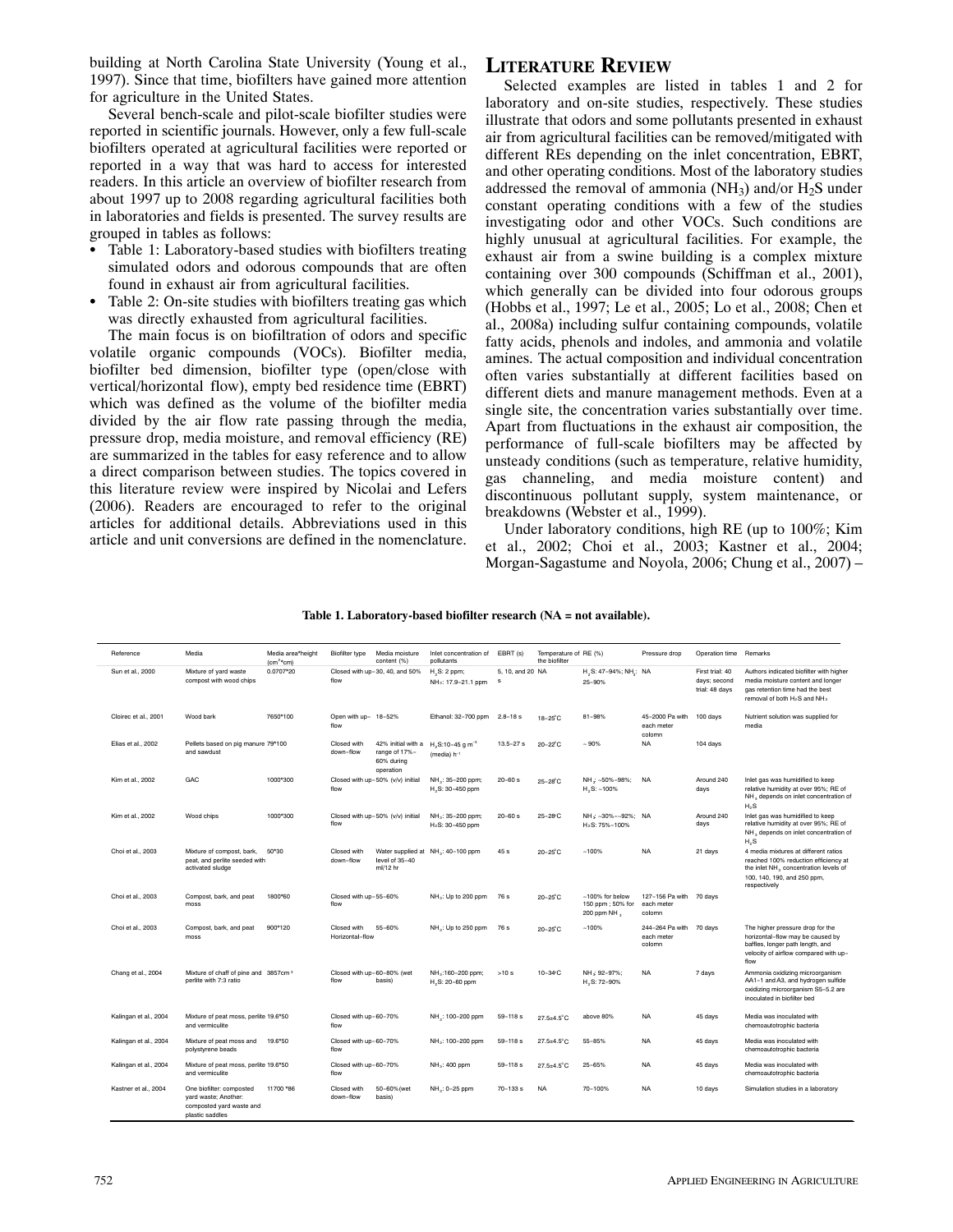building at North Carolina State University (Young et al., 1997). Since that time, biofilters have gained more attention for agriculture in the United States.

Several bench-scale and pilot-scale biofilter studies were reported in scientific journals. However, only a few full-scale biofilters operated at agricultural facilities were reported or reported in a way that was hard to access for interested readers. In this article an overview of biofilter research from about 1997 up to 2008 regarding agricultural facilities both in laboratories and fields is presented. The survey results are grouped in tables as follows:

- Table 1: Laboratory-based studies with biofilters treating simulated odors and odorous compounds that are often found in exhaust air from agricultural facilities.
- Table 2: On-site studies with biofilters treating gas which was directly exhausted from agricultural facilities.

The main focus is on biofiltration of odors and specific volatile organic compounds (VOCs). Biofilter media, biofilter bed dimension, biofilter type (open/close with vertical/horizontal flow), empty bed residence time (EBRT) which was defined as the volume of the biofilter media divided by the air flow rate passing through the media, pressure drop, media moisture, and removal efficiency (RE) are summarized in the tables for easy reference and to allow a direct comparison between studies. The topics covered in this literature review were inspired by Nicolai and Lefers (2006). Readers are encouraged to refer to the original articles for additional details. Abbreviations used in this article and unit conversions are defined in the nomenclature.

## Literature Review

Selected examples are listed in tables 1 and 2 for laboratory and on-site studies, respectively. These studies illustrate that odors and some pollutants presented in exhaust air from agricultural facilities can be removed/mitigated with different REs depending on the inlet concentration, EBRT, and other operating conditions. Most of the laboratory studies addressed the removal of ammonia ($NH_3$) and/or $H_2S$ under constant operating conditions with a few of the studies investigating odor and other VOCs. Such conditions are highly unusual at agricultural facilities. For example, the exhaust air from a swine building is a complex mixture containing over 300 compounds (Schiffman et al., 2001), which generally can be divided into four odorous groups (Hobbs et al., 1997; Le et al., 2005; Lo et al., 2008; Chen et al., 2008a) including sulfur containing compounds, volatile fatty acids, phenols and indoles, and ammonia and volatile amines. The actual composition and individual concentration often varies substantially at different facilities based on different diets and manure management methods. Even at a single site, the concentration varies substantially over time. Apart from fluctuations in the exhaust air composition, the performance of full-scale biofilters may be affected by unsteady conditions (such as temperature, relative humidity, gas channeling, and media moisture content) and discontinuous pollutant supply, system maintenance, or breakdowns (Webster et al., 1999).

Under laboratory conditions, high RE (up to 100%; Kim et al., 2002; Choi et al., 2003; Kastner et al., 2004; Morgan-Sagastume and Noyola, 2006; Chung et al., 2007) –

**Table 1. Laboratory-based biofilter research (NA = not available).**

| Reference | Media | Media area*height (cm²*cm) | Biofilter type | Media moisture content (%) | Inlet concentration of pollutants | EBRT (s) | Temperature of the biofilter | RE (%) | Pressure drop | Operation time | Remarks |
|---|---|---|---|---|---|---|---|---|---|---|---|
| Sun et al., 2000 | Mixture of yard waste compost with wood chips | 0.0707*20 | Closed with up-flow | 30, 40, and 50% | $H_2S$: 2 ppm; $NH_3$: 17.9–21.1 ppm | 5, 10, and 20 s | NA | $H_2S$: 47–94%; $NH_3$: 25–90% | NA | First trial: 40 days; second trial: 48 days | Authors indicated biofilter with higher media moisture content and longer gas retention time had the best removal of both $H_2S$ and $NH_3$ |
| Cloirec et al., 2001 | Wood bark | 7650*100 | Open with up-flow | 18–52% | Ethanol: 32–700 ppm | 2.8–18 s | 18–25°C | 81–98% | 45–2000 Pa with each meter colomn | 100 days | Nutrient solution was supplied for media |
| Elias et al., 2002 | Pellets based on pig manure and sawdust | 79*100 | Closed with down-flow | 42% initial with a range of 17%–60% during operation | $H_2S$:10–45 g m$^{-3}$ (media) h$^{-1}$ | 13.5–27 s | 20–22°C | ~90% | NA | 104 days | |
| Kim et al., 2002 | GAC | 1000*300 | Closed with up-flow | 50% (v/v) initial | $NH_3$: 35–200 ppm; $H_2S$: 30–450 ppm | 20–60 s | 25–28°C | $NH_3$: ~50%–98%; $H_2S$: ~100% | NA | Around 240 days | Inlet gas was humidified to keep relative humidity at over 95%; RE of $NH_3$ depends on inlet concentration of $H_2S$ |
| Kim et al., 2002 | Wood chips | 1000*300 | Closed with up-flow | 50% (v/v) initial | $NH_3$: 35–200 ppm; $H_2S$: 30–450 ppm | 20–60 s | 25–28°C | $NH_3$: ~30%–~92%; $H_2S$: 75%–100% | NA | Around 240 days | Inlet gas was humidified to keep relative humidity at over 95%; RE of $NH_3$ depends on inlet concentration of $H_2S$ |
| Choi et al., 2003 | Mixture of compost, bark, peat, and perlite seeded with activated sludge | 50*30 | Closed with down-flow | Water supplied at level of 35–40 ml/12 hr | $NH_3$: 40–100 ppm | 45 s | 20–25°C | ~100% | NA | 21 days | 4 media mixtures at different ratios reached 100% reduction efficiency at the inlet $NH_3$ concentration levels of 100, 140, 190, and 250 ppm, respectively |
| Choi et al., 2003 | Compost, bark, and peat moss | 1800*60 | Closed with up-flow | 55–60% | $NH_3$: Up to 200 ppm | 76 s | 20–25°C | ~100% for below 150 ppm ; 50% for 200 ppm $NH_3$ | 127–156 Pa with each meter colomn | 70 days | |
| Choi et al., 2003 | Compost, bark, and peat moss | 900*120 | Closed with Horizontal-flow | 55–60% | $NH_3$: Up to 250 ppm | 76 s | 20–25°C | ~100% | 244–264 Pa with each meter colomn | 70 days | The higher pressure drop for the horizontal-flow may be caused by baffles, longer path length, and velocity of airflow compared with up-flow |
| Chang et al., 2004 | Mixture of chaff of pine and perlite with 7:3 ratio | 3857cm³ | Closed with up-flow | 60–80% (wet basis) | $NH_3$:100–200 ppm; $H_2S$: 20–60 ppm | >10 s | 10–34°C | $NH_3$: 92–97%; $H_2S$: 72–90% | NA | 7 days | Ammonia oxidizing microorganism AA1-1 and A3, and hydrogen sulfide oxidizing microorganism S5-5.2 are inoculated in biofilter bed |
| Kalingan et al., 2004 | Mixture of peat moss, perlite and vermiculite | 19.6*50 | Closed with up-flow | 60–70% | $NH_3$: 100–200 ppm | 59–118 s | 27.5±4.5°C | above 80% | NA | 45 days | Media was inoculated with chemoautotrophic bacteria |
| Kalingan et al., 2004 | Mixture of peat moss and polystyrene beads | 19.6*50 | Closed with up-flow | 60–70% | $NH_3$: 100–200 ppm | 59–118 s | 27.5±4.5°C | 55–85% | NA | 45 days | Media was inoculated with chemoautotrophic bacteria |
| Kalingan et al., 2004 | Mixture of peat moss, perlite and vermiculite | 19.6*50 | Closed with up-flow | 60–70% | $NH_3$: 400 ppm | 59–118 s | 27.5±4.5°C | 25–65% | NA | 45 days | Media was inoculated with chemoautotrophic bacteria |
| Kastner et al., 2004 | One biofilter: composted yard waste; Another: composted yard waste and plastic saddles | 11700 *86 | Closed with down-flow | 50–60%(wet basis) | $NH_3$: 0–25 ppm | 70–133 s | NA | 70–100% | NA | 10 days | Simulation studies in a laboratory |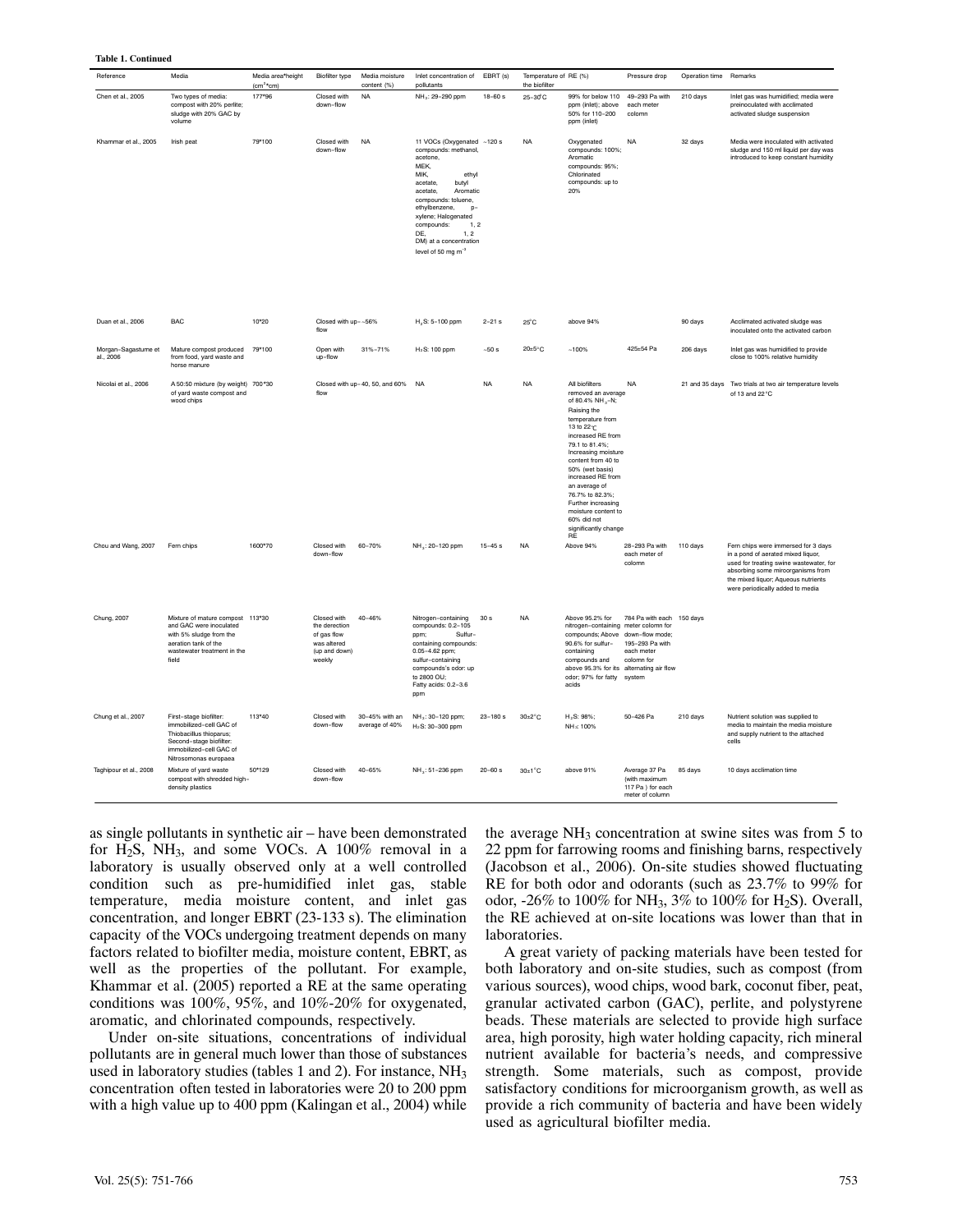**Table 1. Continued**

| Reference | Media | Media area*height (cm$^2$*cm) | Biofilter type | Media moisture content (%) | Inlet concentration of pollutants | EBRT (s) | Temperature of the biofilter | RE (%) | Pressure drop | Operation time | Remarks |
|---|---|---|---|---|---|---|---|---|---|---|---|
| Chen et al., 2005 | Two types of media: compost with 20% perlite; sludge with 20% GAC by volume | 177*96 | Closed with down–flow | NA | $NH_3$: 29–290 ppm | 18–60 s | 25–30°C | 99% for below 110 ppm (inlet); above 50% for 110–200 ppm (inlet) | 49–293 Pa with each meter column | 210 days | Inlet gas was humidified; media were preinoculated with acclimated activated sludge suspension |
| Khammar et al., 2005 | Irish peat | 79*100 | Closed with down–flow | NA | 11 VOCs (Oxygenated compounds: methanol, acetone, MEK, MIK, ethyl acetate, butyl acetate, Aromatic compounds: toluene, ethylbenzene, p-xylene; Halogenated compounds: 1, 2 DE, 1, 2 DM) at a concentration level of 50 mg m$^{-3}$ | ~120 s | NA | Oxygenated compounds: 100%; Aromatic compounds: 95%; Chlorinated compounds: up to 20% | NA | 32 days | Media were inoculated with activated sludge and 150 ml liquid per day was introduced to keep constant humidity |
| Duan et al., 2006 | BAC | 10*20 | Closed with up–flow | ~56% | $H_2S$: 5–100 ppm | 2–21 s | 25°C | above 94% | | 90 days | Acclimated activated sludge was inoculated onto the activated carbon |
| Morgan–Sagastume et al., 2006 | Mature compost produced from food, yard waste and horse manure | 79*100 | Open with up–flow | 31%–71% | $H_2S$: 100 ppm | ~50 s | 20±5°C | ~100% | 425±54 Pa | 206 days | Inlet gas was humidified to provide close to 100% relative humidity |
| Nicolai et al., 2006 | A 50:50 mixture (by weight) of yard waste compost and wood chips | 700*30 | Closed with up–flow | 40, 50, and 60% | NA | NA | NA | All biofilters removed an average of 80.4% $NH_3$–N; Raising the temperature from 13 to 22°C increased RE from 79.1 to 81.4%; Increasing moisture content from 40 to 50% (wet basis) increased RE from an average of 76.7% to 82.3%; Further increasing moisture content to 60% did not significantly change RE | NA | 21 and 35 days | Two trials at two air temperature levels of 13 and 22°C |
| Chou and Wang, 2007 | Fern chips | 1600*70 | Closed with down–flow | 60–70% | $NH_3$: 20–120 ppm | 15–45 s | NA | Above 94% | 28–293 Pa with each meter of column | 110 days | Fern chips were immersed for 3 days in a pond of aerated mixed liquor, used for treating swine wastewater, for absorbing some microorganisms from the mixed liquor; Aqueous nutrients were periodically added to media |
| Chung, 2007 | Mixture of mature compost and GAC were inoculated with 5% sludge from the aeration tank of the wastewater treatment in the field | 113*30 | Closed with the derection of gas flow was altered (up and down) weekly | 40–46% | Nitrogen–containing compounds: 0.2–105 ppm; Sulfur–containing compounds: 0.05–4.62 ppm; sulfur–containing compounds's odor: up to 2800 OU; Fatty acids: 0.2–3.6 ppm | 30 s | NA | Above 95.2% for nitrogen–containing compounds; Above 90.6% for sulfur–containing compounds and above 95.3% for its odor; 97% for fatty acids | 784 Pa with each meter column for down–flow mode; 195–293 Pa with each meter column for alternating air flow system | 150 days | |
| Chung et al., 2007 | First–stage biofilter: immobilized–cell GAC of Thiobacillus thioparus; Second–stage biofilter: immobilized–cell GAC of Nitrosomonas europaea | 113*40 | Closed with down–flow | 30–45% with an average of 40% | $NH_3$: 30–120 ppm; $H_2S$: 30–300 ppm | 23–180 s | 30±2°C | $H_2S$: 98%; $NH_3$: 100% | 50–426 Pa | 210 days | Nutrient solution was supplied to media to maintain the media moisture and supply nutrient to the attached cells |
| Taghipour et al., 2008 | Mixture of yard waste compost with shredded high-density plastics | 50*129 | Closed with down–flow | 40–65% | $NH_3$: 51–236 ppm | 20–60 s | 30±1°C | above 91% | Average 37 Pa (with maximum 117 Pa ) for each meter of column | 85 days | 10 days acclimation time |

as single pollutants in synthetic air – have been demonstrated for $H_2S$, $NH_3$, and some VOCs. A 100% removal in a laboratory is usually observed only at a well controlled condition such as pre-humidified inlet gas, stable temperature, media moisture content, and inlet gas concentration, and longer EBRT (23-133 s). The elimination capacity of the VOCs undergoing treatment depends on many factors related to biofilter media, moisture content, EBRT, as well as the properties of the pollutant. For example, Khammar et al. (2005) reported a RE at the same operating conditions was 100%, 95%, and 10%-20% for oxygenated, aromatic, and chlorinated compounds, respectively.

Under on-site situations, concentrations of individual pollutants are in general much lower than those of substances used in laboratory studies (tables 1 and 2). For instance, $NH_3$ concentration often tested in laboratories were 20 to 200 ppm with a high value up to 400 ppm (Kalingan et al., 2004) while the average $NH_3$ concentration at swine sites was from 5 to 22 ppm for farrowing rooms and finishing barns, respectively (Jacobson et al., 2006). On-site studies showed fluctuating RE for both odor and odorants (such as 23.7% to 99% for odor, -26% to 100% for $NH_3$, 3% to 100% for $H_2S$). Overall, the RE achieved at on-site locations was lower than that in laboratories.

A great variety of packing materials have been tested for both laboratory and on-site studies, such as compost (from various sources), wood chips, wood bark, coconut fiber, peat, granular activated carbon (GAC), perlite, and polystyrene beads. These materials are selected to provide high surface area, high porosity, high water holding capacity, rich mineral nutrient available for bacteria's needs, and compressive strength. Some materials, such as compost, provide satisfactory conditions for microorganism growth, as well as provide a rich community of bacteria and have been widely used as agricultural biofilter media.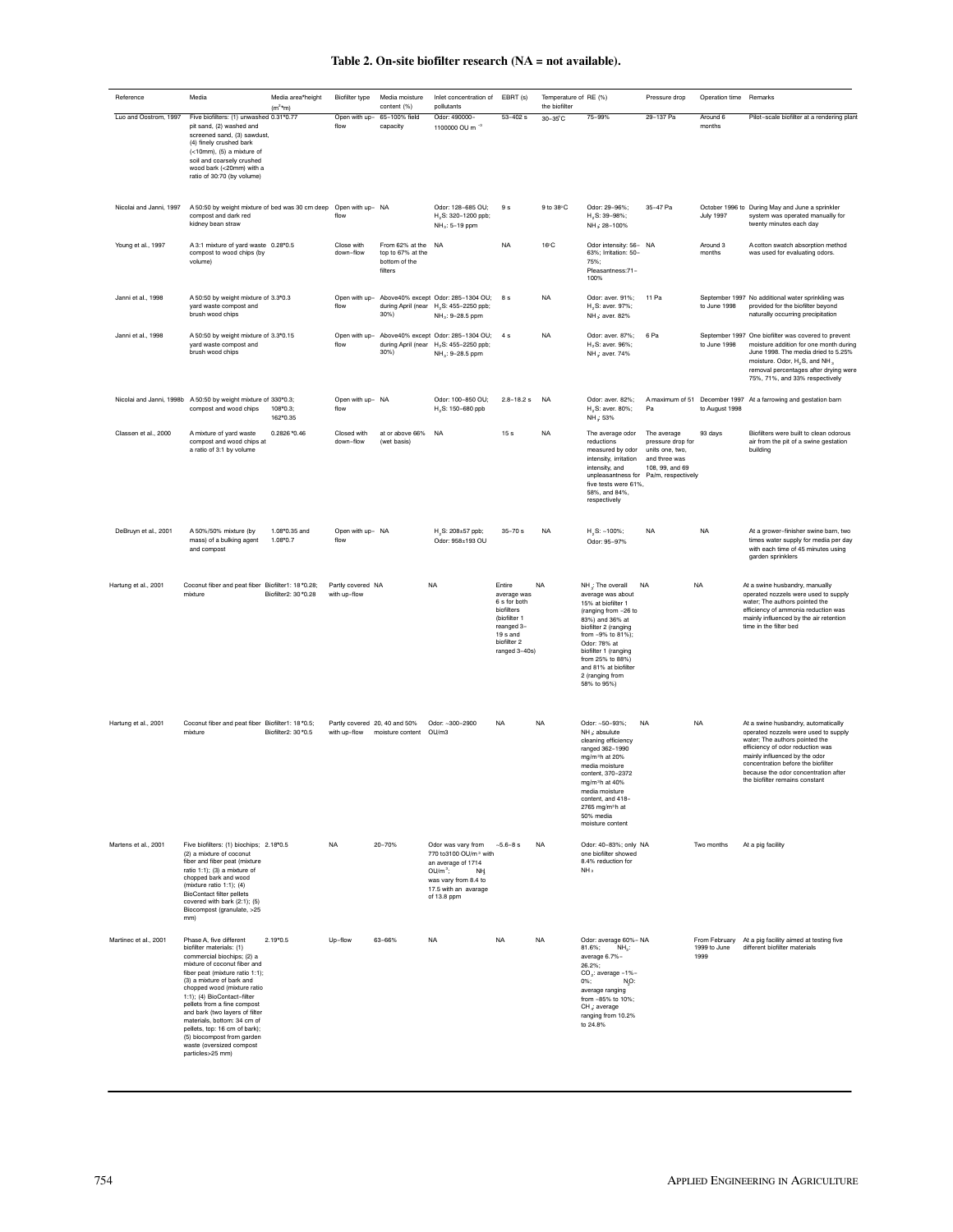**Table 2. On-site biofilter research (NA = not available).**

| Reference | Media | Media area*height ($m^2$*m) | Biofilter type | Media moisture content (%) | Inlet concentration of pollutants | EBRT (s) | Temperature of the biofilter | RE (%) | Pressure drop | Operation time | Remarks |
|---|---|---|---|---|---|---|---|---|---|---|---|
| Luo and Oostrom, 1997 | Five biofilters: (1) unwashed pit sand, (2) washed and screened sand, (3) sawdust, (4) finely crushed bark (<10mm), (5) a mixture of soil and coarsely crushed wood bark (<20mm) with a ratio of 30:70 (by volume) | 0.31*0.77 | Open with up-flow | 65–100% field capacity | Odor: 490000–1100000 OU $m^{-3}$ | 53–402 s | 30–35°C | 75–99% | 29–137 Pa | Around 6 months | Pilot-scale biofilter at a rendering plant |
| Nicolai and Janni, 1997 | A 50:50 by weight mixture of compost and dark red kidney bean straw | bed was 30 cm deep | Open with up-flow | NA | Odor: 128–685 OU; $H_2S$: 320–1200 ppb; $NH_3$: 5–19 ppm | 9 s | 9 to 38°C | Odor: 29–96%; $H_2S$: 39–98%; $NH_3$: 28–100% | 35–47 Pa | October 1996 to July 1997 | During May and June a sprinkler system was operated manually for twenty minutes each day |
| Young et al., 1997 | A 3:1 mixture of yard waste compost to wood chips (by volume) | 0.28*0.5 | Close with down-flow | From 62% at the top to 67% at the bottom of the filters | NA | NA | 16°C | Odor intensity: 56–63%; Irritation: 50–75%; Pleasantness:71–100% | NA | Around 3 months | A cotton swatch absorption method was used for evaluating odors. |
| Janni et al., 1998 | A 50:50 by weight mixture of yard waste compost and brush wood chips | 3.3*0.3 | Open with up-flow | Above40% except during April (near 30%) | Odor: 285–1304 OU; $H_2S$: 455–2250 ppb; $NH_3$: 9–28.5 ppm | 8 s | NA | Odor: aver. 91%; $H_2S$: aver. 97%; $NH_3$: aver. 82% | 11 Pa | September 1997 to June 1998 | No additional water sprinkling was provided for the biofilter beyond naturally occurring precipitation |
| Janni et al., 1998 | A 50:50 by weight mixture of yard waste compost and brush wood chips | 3.3*0.15 | Open with up-flow | Above40% except during April (near 30%) | Odor: 285–1304 OU; $H_2S$: 455–2250 ppb; $NH_3$: 9–28.5 ppm | 4 s | NA | Odor: aver. 87%; $H_2S$: aver. 96%; $NH_3$: aver. 74% | 6 Pa | September 1997 to June 1998 | One biofilter was covered to prevent moisture addition for one month during June 1998. The media dried to 5.25% moisture. Odor, $H_2S$, and $NH_3$ removal percentages after drying were 75%, 71%, and 33% respectively |
| Nicolai and Janni, 1998b | A 50:50 by weight mixture of compost and wood chips | 330*0.3; 108*0.3; 162*0.35 | Open with up-flow | NA | Odor: 100–850 OU; $H_2S$: 150–680 ppb | 2.8–18.2 s | NA | Odor: aver. 82%; $H_2S$: aver. 80%; $NH_3$: 53% | A maximum of 51 Pa | December 1997 to August 1998 | At a farrowing and gestation barn |
| Classen et al., 2000 | A mixture of yard waste compost and wood chips at a ratio of 3:1 by volume | 0.2826*0.46 | Closed with down-flow | at or above 66% (wet basis) | NA | 15 s | NA | The average odor reductions measured by odor intensity, irritation intensity, and unpleasantness for five tests were 61%, 58%, and 84%, respectively | The average pressure drop for units one, two, and three was 108, 99, and 69 Pa/m, respectively | 93 days | Biofilters were built to clean odorous air from the pit of a swine gestation building |
| DeBruyn et al., 2001 | A 50%/50% mixture (by mass) of a bulking agent and compost | 1.08*0.35 and 1.08*0.7 | Open with up-flow | NA | $H_2S$: 208±57 ppb; Odor: 958±193 OU | 35–70 s | NA | $H_2S$: ~100%; Odor: 95–97% | NA | NA | At a grower-finisher swine barn, two times water supply for media per day with each time of 45 minutes using garden sprinklers |
| Hartung et al., 2001 | Coconut fiber and peat fiber mixture | Biofilter1: 18*0.28; Biofilter2: 30*0.28 | Partly covered with up-flow | NA | NA | Entire average was 6 s for both biofilters (biofilter 1 reanged 3–19 s and biofilter 2 ranged 3–40s) | NA | $NH_3$: The overall average was about 15% at biofilter 1 (ranging from −26 to 83%) and 36% at biofilter 2 (ranging from −9% to 81%); Odor: 78% at biofilter 1 (ranging from 25% to 88%) and 81% at biofilter 2 (ranging from 58% to 95%) | NA | NA | At a swine husbandry, manually operated nozzels were used to supply water; The authors pointed the efficiency of ammonia reduction was mainly influenced by the air retention time in the filter bed |
| Hartung et al., 2001 | Coconut fiber and peat fiber mixture | Biofilter1: 18*0.5; Biofilter2: 30*0.5 | Partly covered with up-flow | 20, 40 and 50% moisture content | Odor: ~300–2900 OU/m3 | NA | NA | Odor: ~50–93%; $NH_3$: absulute cleaning efficiency ranged 362–1990 mg/m³h at 20% media moisture content, 370–2372 mg/m³h at 40% media moisture content, and 418–2765 mg/m³h at 50% media moisture content | NA | NA | At a swine husbandry, automatically operated nozzels were used to supply water; The authors pointed the efficiency of odor reduction was mainly influenced by the odor concentration before the biofilter because the odor concentration after the biofilter remains constant |
| Martens et al., 2001 | Five biofilters: (1) biochips; (2) a mixture of coconut fiber and fiber peat (mixture ratio 1:1); (3) a mixture of chopped bark and wood (mixture ratio 1:1); (4) BioContact filter pellets covered with bark (2:1); (5) Biocompost (granulate, >25 mm) | 2.18*0.5 | NA | 20–70% | Odor was vary from 770 to3100 OU/m³ with an average of 1714 OU/$m^3$; $NH_3$ was vary from 8.4 to 17.5 with an avarage of 13.8 ppm | ~5.6–8 s | NA | Odor: 40–83%; only one biofilter showed 8.4% reduction for $NH_3$ | NA | Two months | At a pig facility |
| Martinec et al., 2001 | Phase A, five different biofilter materials: (1) commercial biochips; (2) a mixture of coconut fiber and fiber peat (mixture ratio 1:1); (3) a mixture of bark and chopped wood (mixture ratio 1:1); (4) BioContact-filter pellets from a fine compost and bark (two layers of filter materials, bottom: 34 cm of pellets, top: 16 cm of bark); (5) biocompost from garden waste (oversized compost particles>25 mm) | 2.19*0.5 | Up-flow | 63–66% | NA | NA | NA | Odor: average 60%–81.6%; $NH_3$: average 6.7%–26.2%; $CO_2$: average −1%–0%; $N_2O$: average ranging from −85% to 10%; $CH_4$: average ranging from 10.2% to 24.8% | NA | From February 1999 to June 1999 | At a pig facility aimed at testing five different biofilter materials |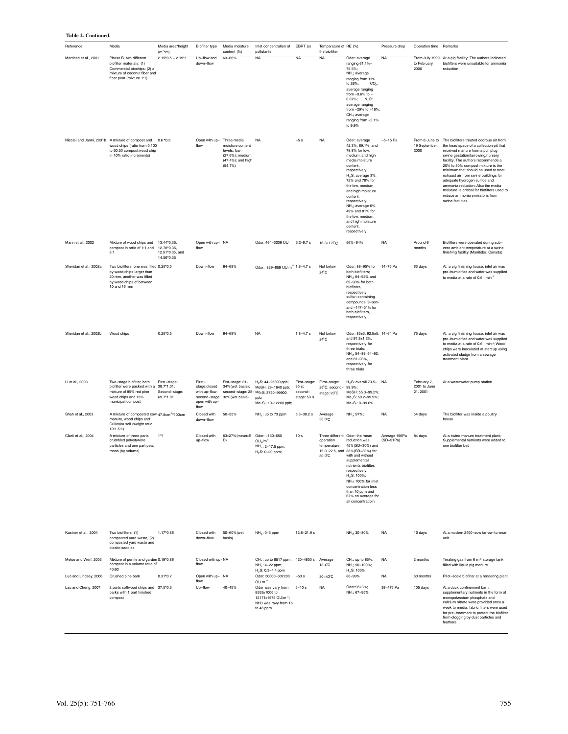**Table 2. Continued.**

| Reference | Media | Media area*height ($m^2$*m) | Biofilter type | Media moisture content (%) | Inlet concentration of pollutants | EBRT (s) | Temperature of the biofilter | RE (%) | Pressure drop | Operation time | Remarks |
|---|---|---|---|---|---|---|---|---|---|---|---|
| Martinec et al., 2001 | Phase B, two different biofilter materials: (1) Commercial biochips; (2) a mixture of coconut fiber and fiber peat (mixture 1:1) | 2.19*0.5 ~ 2.19*1 | Up-flow and down-flow | 63~66% | NA | NA | NA | Odor: average ranging 61.1%~75.5%; $NH_3$: average ranging from 11% to 26%; $CO_2$: average ranging from -0.6% to -0.07%; $N_2O$: average ranging from -29% to -16%; $CH_4$: average ranging from -2.1% to 9.9% | NA | From July 1999 to February 2000 | At a pig facility; The authors indicated biofilters were unsuitable for ammonia reduction |
| Nicolai and Janni, 2001b | A mixture of compost and wood chips (ratio from 0:100 to 50:50 compost:wood chip in 10% ratio increments) | 0.6*0.3 | Open with up-flow | Three media moisture content levels: low (27.6%); medium (47.4%); and high (54.7%) | NA | ~5 s | NA | Odor: average 42.3%, 69.1%, and 78.8% for low, medium, and high media moisture content, respectively; $H_2S$: average 3%, 72% and 78% for the low, medium, and high moisture content, respectively; $NH_3$: average 6%, 49% and 81% for the low, medium, and high moisture content, respectively | ~5-15 Pa | From 8 June to 19 September, 2000 | The biofilters treated odorous air from the head space of a collection pit that received manure from a pull plug swine gestation/farrowing/nursery facility; The authors recommende a 20% to 30% compost mixture is the minimum that should be used to treat exhaust air from swine buildings for adequate hydrogen sulfide and ammonia reduction; Also the media moisture is critical for biofilters used to reduce ammonia emissions from swine facilities |
| Mann et al., 2002 | Mixture of wood chips and compost in ratio of 1:1 and 3:1 | 13.44*0.35, 12.78*0.35, 12.51*0.35, and 14.56*0.35 | Open with up-flow | NA | Odor: 464~3036 OU | 5.2~6.7 s | 16.3±1.8°C | 56%~94% | NA | Around 6 months | Biofilters were operated during sub-zero ambient temperature at a swine finishing facility (Manitoba, Canada) |
| Sheridan et al., 2002a | Two biofilters, one was filled by wood chips larger than 20 mm, another was filled by wood chips of between 10 and 16 mm | 0.25*0.5 | Down-flow | 64~69% | Odor: 829~859 OU $m^{-3}$ | 1.8~4.7 s | Not below 24°C | Odor: 88~95% for both biofilters; $NH_3$: 64~92% and 69~93% for both biofilters, respectively; sulfur-containing compounds: 9~66% and -147~51% for both biofilters, respectively | 14~75 Pa | 63 days | At a pig finishing house, inlet air was pre-humidified and water was supplied to media at a rate of 0.6 l $min^{-1}$ |
| Sheridan et al., 2002b | Wood chips | 0.25*0.5 | Down-flow | 64~69% | NA | 1.8~4.7 s | Not below 24°C | Odor: 85±5, 92.5±5, and 91.3±1.2%, respectively for three trials; $NH_3$: 54~89, 64~92, and 81~93%, respectively for three trials | 14~64 Pa | 75 days | At a pig finishing house, inlet air was pre-humidified and water was supplied to media at a rate of 0.6 l $min^{-1}$; Wood chips were inoculated at start up using activated sludge from a sewage treatment plant |
| Li et al., 2003 | Two-stage biofilter, both biofilter were packed with a mixture of 85% red pine wood chips and 15% municipal compost | First-stage: 38.7*1.01; Second-stage: 69.7*1.01 | First-stage:closed with up-flow; second-stage: open with up-flow | Fist-stage: 31~34%(wet basis); second-stage: 28~32%(wet basis) | $H_2S$: 44~25800 ppb; MeSH: 29~1640 ppb; $Me_2S$: 3740~99900 ppb; $Me_2S_2$: 10~12200 ppb | First-stage: 35 s; second-stage: 53 s | First-stage: 25°C; second-stage: 23°C | $H_2S$: overall 70.5~99.9%; MeSH: 55.3~99.2%; $Me_2S$: 50.2~99.9%; $Me_2S_2$: 0~99.6% | NA | February 7, 2001 to June 21, 2001 | At a wastewater pump station |
| Shah et al., 2003 | A mixture of composted cow manure, wood chips and Cullieoka soil (weight ratio 10:1.5:1) | 47.8$cm^2$*100cm | Closed with down-flow | 50~55% | $NH_3$: up to 73 ppm | 5.3~38.2 s | Average 23.8°C | $NH_3$: 97%; | NA | 54 days | The biofilter was inside a poultry house |
| Clark et al., 2004 | A mixture of three parts crumbled polystyrene particles and one part peat moss (by volume) | 1*1 | Closed with up-flow | 63±27%(mean±SD) | Odor: ~150~650 $OU_E/m^3$; $NH_3$: 2~17.5 ppm; $H_2S$: 0~20 ppm; | 10 s | Three different operation temperature: 15.0, 22.5, and 30.0°C | Odor: the mean reduction was 45%(SD=30%) and 38%(SD=33%) for with and without supplemental nutrients biofilter, respectively; $H_2S$: 100%; $NH_3$: 100% for inlet concentration less than 10 ppm and 67% on average for all concentratioin | Average 196Pa (SD=51Pa) | 84 days | At a swine manure treatment plant; Supplemental nutrients were added to one biofilter bed |
| Kastner et al., 2004 | Two biofilters: (1) composted yard waste, (2) composted yard waste and plastic saddles | 1.17*0.86 | Closed with down-flow | 50~60%(wet basis) | $NH_3$: 0~5 ppm | 12.8~21.9 s | | $NH_3$: 30~80% | NA | 10 days | At a modern 2400-sow farrow-to wean unit |
| Melse and Werf, 2005 | Mixture of perlite and garden compost in a ratio of 40:60 | 0.19*0.86 | Closed with up-flow | NA | $CH_4$: up to 8517 ppm; $NH_3$: 4~22 ppm; $H_2S$: 0.3~4.4 ppm | 420~4800 s | Average 13.4°C | $CH_4$: up to 85%; $NH_3$: 90~100%; $H_2S$: 100% | NA | 2 months | Treating gas from 6 m³ storage tank filled with liquid pig manure |
| Luo and Lindsey, 2006 | Crushed pine bark | 0.31*0.7 | Open with up-flow | NA | Odor: 50000~307200 OU $m^{-3}$ | ~53 s | 30~40°C | 80~99% | NA | 60 months | Pilot-scale biofilter at a rendering plant |
| Lau and Cheng, 2007 | 2 parts softwood chips and barks with 1 part finished compost | 37.5*0.3 | Up-flow | 40~45% | Odor was vary from 8553±1006 to 12171±1575 OU/m³; NH3 was vary from 16 to 43 ppm | 5~10 s | NA | Odor:95±3%; $NH_3$: 67~95% | 38~475 Pa | 105 days | At a duck confinement barn, supplementary nutrients in the form of monopotassium phosphate and calcium nitrate were provided once a week to media, fabric filters were used for pre-treatment to protect the biofilter from clogging by dust particles and feathers |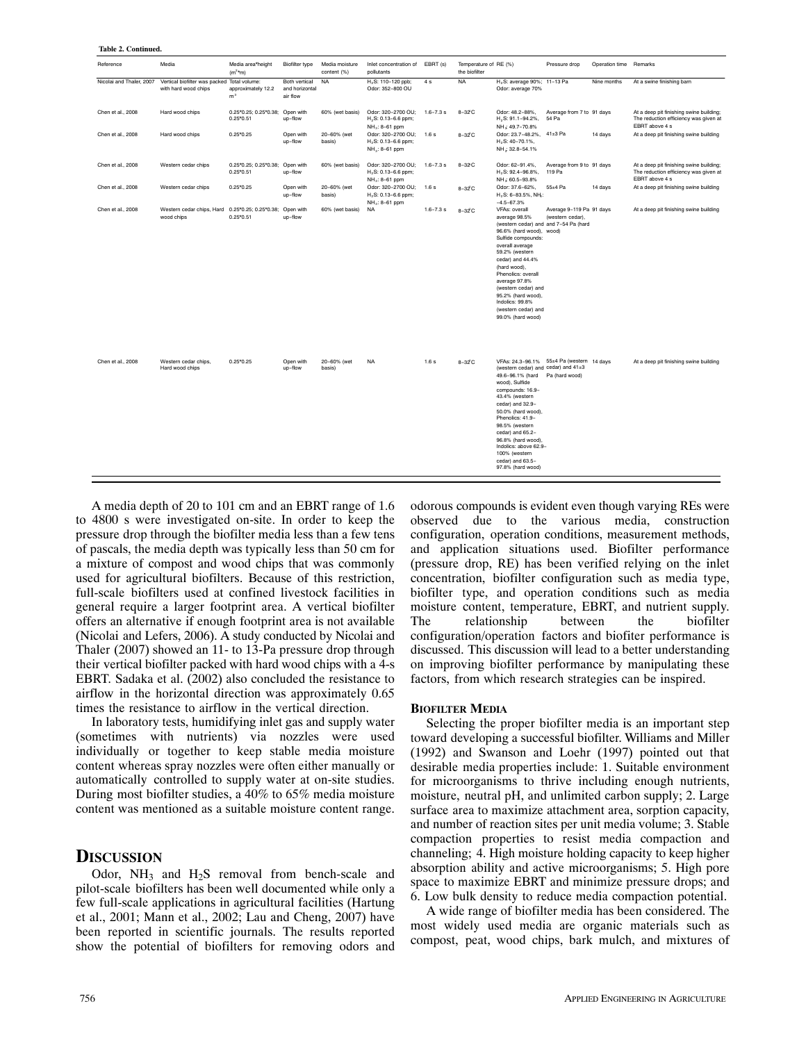**Table 2. Continued.**

| Reference | Media | Media area*height ($m^2$*m) | Biofilter type | Media moisture content (%) | Inlet concentration of pollutants | EBRT (s) | Temperature of the biofilter | RE (%) | Pressure drop | Operation time | Remarks |
|---|---|---|---|---|---|---|---|---|---|---|---|
| Nicolai and Thaler, 2007 | Vertical biofilter was packed with hard wood chips | Total volume: approximately 12.2 $m^3$ | Both vertical and horizontal air flow | NA | $H_2S$: 110–120 ppb; Odor: 352–800 OU | 4 s | NA | $H_2S$: average 90%; Odor: average 70% | 11–13 Pa | Nine months | At a swine finishing barn |
| Chen et al., 2008 | Hard wood chips | 0.25*0.25; 0.25*0.38; 0.25*0.51 | Open with up-flow | 60% (wet basis) | Odor: 320–2700 OU; $H_2S$: 0.13–6.6 ppm; $NH_3$: 8–61 ppm | 1.6–7.3 s | 8–32°C | Odor: 48.2–88%, $H_2S$: 91.1–94.2%, $NH_3$: 49.7–70.8% | Average from 7 to 54 Pa | 91 days | At a deep pit finishing swine building; The reduction efficiency was given at EBRT above 4 s |
| Chen et al., 2008 | Hard wood chips | 0.25*0.25 | Open with up-flow | 20–60% (wet basis) | Odor: 320–2700 OU; $H_2S$: 0.13–6.6 ppm; $NH_3$: 8–61 ppm | 1.6 s | 8–32°C | Odor: 23.7–48.2%, $H_2S$: 40–70.1%, $NH_3$: 32.8–54.1% | 41±3 Pa | 14 days | At a deep pit finishing swine building |
| Chen et al., 2008 | Western cedar chips | 0.25*0.25; 0.25*0.38; 0.25*0.51 | Open with up-flow | 60% (wet basis) | Odor: 320–2700 OU; $H_2S$: 0.13–6.6 ppm; $NH_3$: 8–61 ppm | 1.6–7.3 s | 8–32°C | Odor: 62–91.4%, $H_2S$: 92.4–96.8%, $NH_3$: 60.5–93.8% | Average from 9 to 119 Pa | 91 days | At a deep pit finishing swine building; The reduction efficiency was given at EBRT above 4 s |
| Chen et al., 2008 | Western cedar chips | 0.25*0.25 | Open with up-flow | 20–60% (wet basis) | Odor: 320–2700 OU; $H_2S$: 0.13–6.6 ppm; $NH_3$: 8–61 ppm | 1.6 s | 8–32°C | Odor: 37.6–62%, $H_2S$: 6–83.5%, $NH_3$: −4.5–67.3% | 55±4 Pa | 14 days | At a deep pit finishing swine building |
| Chen et al., 2008 | Western cedar chips, Hard wood chips | 0.25*0.25; 0.25*0.38; 0.25*0.51 | Open with up-flow | 60% (wet basis) | NA | 1.6–7.3 s | 8–32°C | VFAs: overall average 98.5% (western cedar) and 96.6% (hard wood), Sulfide compounds: overall average 59.2% (western cedar) and 44.4% (hard wood), Phenolics: overall average 97.8% (western cedar) and 95.2% (hard wood), Indolics: 99.8% (western cedar) and 99.0% (hard wood) | Average 9–119 Pa (western cedar), and 7–54 Pa (hard wood) | 91 days | At a deep pit finishing swine building |
| Chen et al., 2008 | Western cedar chips, Hard wood chips | 0.25*0.25 | Open with up-flow | 20–60% (wet basis) | NA | 1.6 s | 8–32°C | VFAs: 24.3–96.1% (western cedar) and 49.6–96.1% (hard wood), Sulfide compounds: 16.9–43.4% (western cedar) and 32.9–50.0% (hard wood), Phenolics: 41.9–98.5% (western cedar) and 65.2–96.8% (hard wood), Indolics: above 62.9–100% (western cedar) and 63.5–97.8% (hard wood) | 55±4 Pa (western cedar) and 41±3 Pa (hard wood) | 14 days | At a deep pit finishing swine building |

A media depth of 20 to 101 cm and an EBRT range of 1.6 to 4800 s were investigated on-site. In order to keep the pressure drop through the biofilter media less than a few tens of pascals, the media depth was typically less than 50 cm for a mixture of compost and wood chips that was commonly used for agricultural biofilters. Because of this restriction, full-scale biofilters used at confined livestock facilities in general require a larger footprint area. A vertical biofilter offers an alternative if enough footprint area is not available (Nicolai and Lefers, 2006). A study conducted by Nicolai and Thaler (2007) showed an 11- to 13-Pa pressure drop through their vertical biofilter packed with hard wood chips with a 4-s EBRT. Sadaka et al. (2002) also concluded the resistance to airflow in the horizontal direction was approximately 0.65 times the resistance to airflow in the vertical direction.

In laboratory tests, humidifying inlet gas and supply water (sometimes with nutrients) via nozzles were used individually or together to keep stable media moisture content whereas spray nozzles were often either manually or automatically controlled to supply water at on-site studies. During most biofilter studies, a 40% to 65% media moisture content was mentioned as a suitable moisture content range.

## Discussion

Odor, $NH_3$ and $H_2S$ removal from bench-scale and pilot-scale biofilters has been well documented while only a few full-scale applications in agricultural facilities (Hartung et al., 2001; Mann et al., 2002; Lau and Cheng, 2007) have been reported in scientific journals. The results reported show the potential of biofilters for removing odors and odorous compounds is evident even though varying REs were observed due to the various media, construction configuration, operation conditions, measurement methods, and application situations used. Biofilter performance (pressure drop, RE) has been verified relying on the inlet concentration, biofilter configuration such as media type, biofilter type, and operation conditions such as media moisture content, temperature, EBRT, and nutrient supply. The relationship between the biofilter configuration/operation factors and biofiter performance is discussed. This discussion will lead to a better understanding on improving biofilter performance by manipulating these factors, from which research strategies can be inspired.

### Biofilter Media

Selecting the proper biofilter media is an important step toward developing a successful biofilter. Williams and Miller (1992) and Swanson and Loehr (1997) pointed out that desirable media properties include: 1. Suitable environment for microorganisms to thrive including enough nutrients, moisture, neutral pH, and unlimited carbon supply; 2. Large surface area to maximize attachment area, sorption capacity, and number of reaction sites per unit media volume; 3. Stable compaction properties to resist media compaction and channeling; 4. High moisture holding capacity to keep higher absorption ability and active microorganisms; 5. High pore space to maximize EBRT and minimize pressure drops; and 6. Low bulk density to reduce media compaction potential.

A wide range of biofilter media has been considered. The most widely used media are organic materials such as compost, peat, wood chips, bark mulch, and mixtures of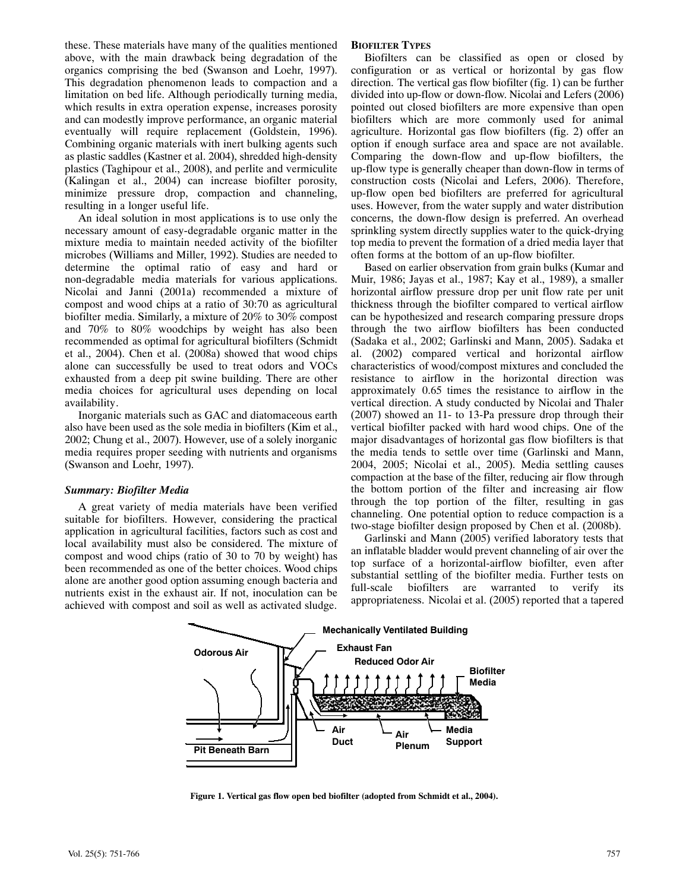these. These materials have many of the qualities mentioned above, with the main drawback being degradation of the organics comprising the bed (Swanson and Loehr, 1997). This degradation phenomenon leads to compaction and a limitation on bed life. Although periodically turning media, which results in extra operation expense, increases porosity and can modestly improve performance, an organic material eventually will require replacement (Goldstein, 1996). Combining organic materials with inert bulking agents such as plastic saddles (Kastner et al. 2004), shredded high-density plastics (Taghipour et al., 2008), and perlite and vermiculite (Kalingan et al., 2004) can increase biofilter porosity, minimize pressure drop, compaction and channeling, resulting in a longer useful life.

An ideal solution in most applications is to use only the necessary amount of easy-degradable organic matter in the mixture media to maintain needed activity of the biofilter microbes (Williams and Miller, 1992). Studies are needed to determine the optimal ratio of easy and hard or non-degradable media materials for various applications. Nicolai and Janni (2001a) recommended a mixture of compost and wood chips at a ratio of 30:70 as agricultural biofilter media. Similarly, a mixture of 20% to 30% compost and 70% to 80% woodchips by weight has also been recommended as optimal for agricultural biofilters (Schmidt et al., 2004). Chen et al. (2008a) showed that wood chips alone can successfully be used to treat odors and VOCs exhausted from a deep pit swine building. There are other media choices for agricultural uses depending on local availability.

Inorganic materials such as GAC and diatomaceous earth also have been used as the sole media in biofilters (Kim et al., 2002; Chung et al., 2007). However, use of a solely inorganic media requires proper seeding with nutrients and organisms (Swanson and Loehr, 1997).

### *Summary: Biofilter Media*

A great variety of media materials have been verified suitable for biofilters. However, considering the practical application in agricultural facilities, factors such as cost and local availability must also be considered. The mixture of compost and wood chips (ratio of 30 to 70 by weight) has been recommended as one of the better choices. Wood chips alone are another good option assuming enough bacteria and nutrients exist in the exhaust air. If not, inoculation can be achieved with compost and soil as well as activated sludge.

### Biofilter Types

Biofilters can be classified as open or closed by configuration or as vertical or horizontal by gas flow direction. The vertical gas flow biofilter (fig. 1) can be further divided into up-flow or down-flow. Nicolai and Lefers (2006) pointed out closed biofilters are more expensive than open biofilters which are more commonly used for animal agriculture. Horizontal gas flow biofilters (fig. 2) offer an option if enough surface area and space are not available. Comparing the down-flow and up-flow biofilters, the up-flow type is generally cheaper than down-flow in terms of construction costs (Nicolai and Lefers, 2006). Therefore, up-flow open bed biofilters are preferred for agricultural uses. However, from the water supply and water distribution concerns, the down-flow design is preferred. An overhead sprinkling system directly supplies water to the quick-drying top media to prevent the formation of a dried media layer that often forms at the bottom of an up-flow biofilter.

Based on earlier observation from grain bulks (Kumar and Muir, 1986; Jayas et al., 1987; Kay et al., 1989), a smaller horizontal airflow pressure drop per unit flow rate per unit thickness through the biofilter compared to vertical airflow can be hypothesized and research comparing pressure drops through the two airflow biofilters has been conducted (Sadaka et al., 2002; Garlinski and Mann, 2005). Sadaka et al. (2002) compared vertical and horizontal airflow characteristics of wood/compost mixtures and concluded the resistance to airflow in the horizontal direction was approximately 0.65 times the resistance to airflow in the vertical direction. A study conducted by Nicolai and Thaler (2007) showed an 11- to 13-Pa pressure drop through their vertical biofilter packed with hard wood chips. One of the major disadvantages of horizontal gas flow biofilters is that the media tends to settle over time (Garlinski and Mann, 2004, 2005; Nicolai et al., 2005). Media settling causes compaction at the base of the filter, reducing air flow through the bottom portion of the filter and increasing air flow through the top portion of the filter, resulting in gas channeling. One potential option to reduce compaction is a two-stage biofilter design proposed by Chen et al. (2008b).

Garlinski and Mann (2005) verified laboratory tests that an inflatable bladder would prevent channeling of air over the top surface of a horizontal-airflow biofilter, even after substantial settling of the biofilter media. Further tests on full-scale biofilters are warranted to verify its appropriateness. Nicolai et al. (2005) reported that a tapered

**Figure 1. Vertical gas flow open bed biofilter (adopted from Schmidt et al., 2004).**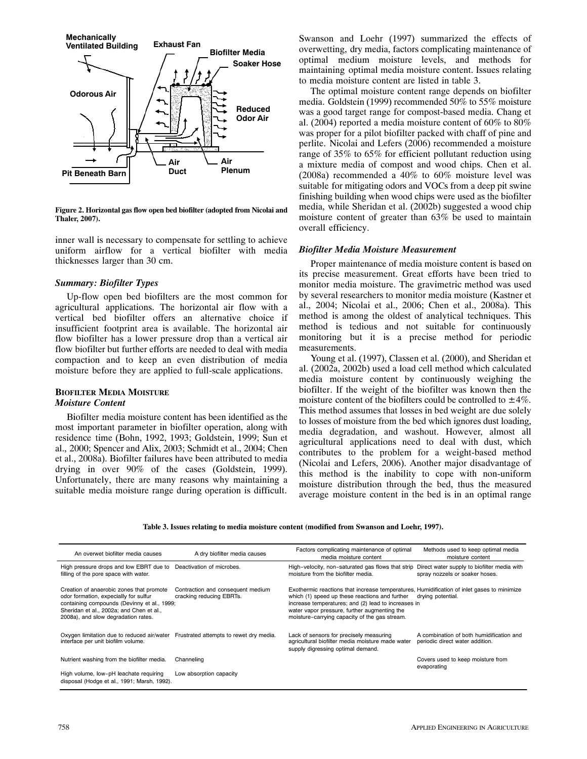Figure 2. Horizontal gas flow open bed biofilter (adopted from Nicolai and Thaler, 2007).

inner wall is necessary to compensate for settling to achieve uniform airflow for a vertical biofilter with media thicknesses larger than 30 cm.

### Summary: Biofilter Types

Up-flow open bed biofilters are the most common for agricultural applications. The horizontal air flow with a vertical bed biofilter offers an alternative choice if insufficient footprint area is available. The horizontal air flow biofilter has a lower pressure drop than a vertical air flow biofilter but further efforts are needed to deal with media compaction and to keep an even distribution of media moisture before they are applied to full-scale applications.

## Biofilter Media Moisture

### Moisture Content

Biofilter media moisture content has been identified as the most important parameter in biofilter operation, along with residence time (Bohn, 1992, 1993; Goldstein, 1999; Sun et al., 2000; Spencer and Alix, 2003; Schmidt et al., 2004; Chen et al., 2008a). Biofilter failures have been attributed to media drying in over 90% of the cases (Goldstein, 1999). Unfortunately, there are many reasons why maintaining a suitable media moisture range during operation is difficult. Swanson and Loehr (1997) summarized the effects of overwetting, dry media, factors complicating maintenance of optimal medium moisture levels, and methods for maintaining optimal media moisture content. Issues relating to media moisture content are listed in table 3.

The optimal moisture content range depends on biofilter media. Goldstein (1999) recommended 50% to 55% moisture was a good target range for compost-based media. Chang et al. (2004) reported a media moisture content of 60% to 80% was proper for a pilot biofilter packed with chaff of pine and perlite. Nicolai and Lefers (2006) recommended a moisture range of 35% to 65% for efficient pollutant reduction using a mixture media of compost and wood chips. Chen et al. (2008a) recommended a 40% to 60% moisture level was suitable for mitigating odors and VOCs from a deep pit swine finishing building when wood chips were used as the biofilter media, while Sheridan et al. (2002b) suggested a wood chip moisture content of greater than 63% be used to maintain overall efficiency.

### Biofilter Media Moisture Measurement

Proper maintenance of media moisture content is based on its precise measurement. Great efforts have been tried to monitor media moisture. The gravimetric method was used by several researchers to monitor media moisture (Kastner et al., 2004; Nicolai et al., 2006; Chen et al., 2008a). This method is among the oldest of analytical techniques. This method is tedious and not suitable for continuously monitoring but it is a precise method for periodic measurements.

Young et al. (1997), Classen et al. (2000), and Sheridan et al. (2002a, 2002b) used a load cell method which calculated media moisture content by continuously weighing the biofilter. If the weight of the biofilter was known then the moisture content of the biofilters could be controlled to ±4%. This method assumes that losses in bed weight are due solely to losses of moisture from the bed which ignores dust loading, media degradation, and washout. However, almost all agricultural applications need to deal with dust, which contributes to the problem for a weight-based method (Nicolai and Lefers, 2006). Another major disadvantage of this method is the inability to cope with non-uniform moisture distribution through the bed, thus the measured average moisture content in the bed is in an optimal range

Table 3. Issues relating to media moisture content (modified from Swanson and Loehr, 1997).

| An overwet biofilter media causes | A dry biofilter media causes | Factors complicating maintenance of optimal media moisture content | Methods used to keep optimal media moisture content |
|---|---|---|---|
| High pressure drops and low EBRT due to filling of the pore space with water. | Deactivation of microbes. | High-velocity, non-saturated gas flows that strip moisture from the biofilter media. | Direct water supply to biofilter media with spray nozzels or soaker hoses. |
| Creation of anaerobic zones that promote odor formation, especially for sulfur containing compounds (Devinny et al., 1999; Sheridan et al., 2002a; and Chen et al., 2008a), and slow degradation rates. | Contraction and consequent medium cracking reducing EBRTs. | Exothermic reactions that increase temperatures, which (1) speed up these reactions and further increase temperatures; and (2) lead to increases in water vapor pressure, further augmenting the moisture-carrying capacity of the gas stream. | Humidification of inlet gases to minimize drying potential. |
| Oxygen limitation due to reduced air/water interface per unit biofilm volume. | Frustrated attempts to rewet dry media. | Lack of sensors for precisely measuring agricultural biofilter media moisture made water supply digressing optimal demand. | A combination of both humidification and periodic direct water addition. |
| Nutrient washing from the biofilter media. | Channeling | | Covers used to keep moisture from evaporating |
| High volume, low-pH leachate requiring disposal (Hodge et al., 1991; Marsh, 1992). | Low absorption capacity | | |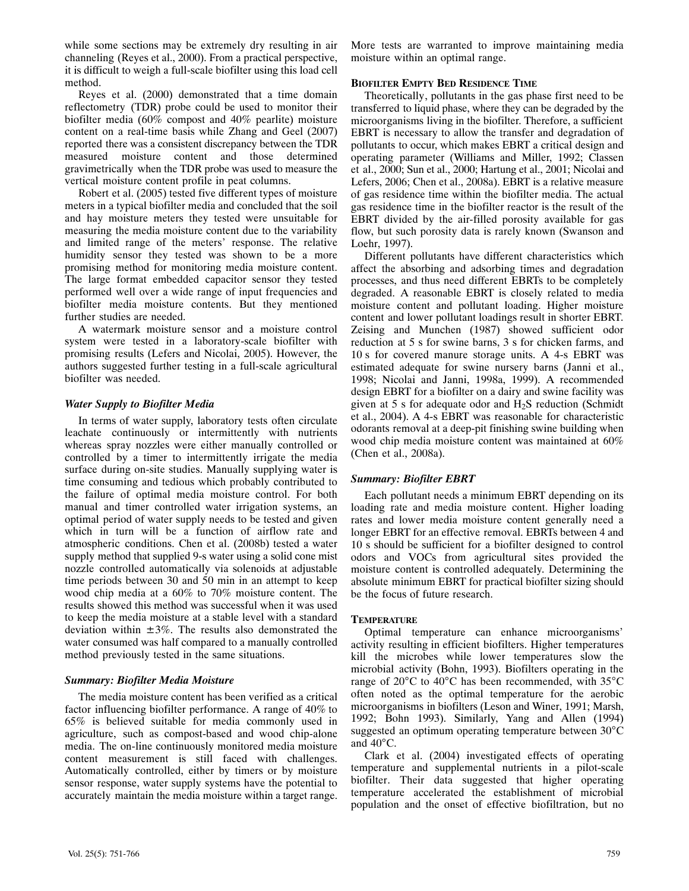while some sections may be extremely dry resulting in air channeling (Reyes et al., 2000). From a practical perspective, it is difficult to weigh a full-scale biofilter using this load cell method.

Reyes et al. (2000) demonstrated that a time domain reflectometry (TDR) probe could be used to monitor their biofilter media (60% compost and 40% pearlite) moisture content on a real-time basis while Zhang and Geel (2007) reported there was a consistent discrepancy between the TDR measured moisture content and those determined gravimetrically when the TDR probe was used to measure the vertical moisture content profile in peat columns.

Robert et al. (2005) tested five different types of moisture meters in a typical biofilter media and concluded that the soil and hay moisture meters they tested were unsuitable for measuring the media moisture content due to the variability and limited range of the meters' response. The relative humidity sensor they tested was shown to be a more promising method for monitoring media moisture content. The large format embedded capacitor sensor they tested performed well over a wide range of input frequencies and biofilter media moisture contents. But they mentioned further studies are needed.

A watermark moisture sensor and a moisture control system were tested in a laboratory-scale biofilter with promising results (Lefers and Nicolai, 2005). However, the authors suggested further testing in a full-scale agricultural biofilter was needed.

### *Water Supply to Biofilter Media*

In terms of water supply, laboratory tests often circulate leachate continuously or intermittently with nutrients whereas spray nozzles were either manually controlled or controlled by a timer to intermittently irrigate the media surface during on-site studies. Manually supplying water is time consuming and tedious which probably contributed to the failure of optimal media moisture control. For both manual and timer controlled water irrigation systems, an optimal period of water supply needs to be tested and given which in turn will be a function of airflow rate and atmospheric conditions. Chen et al. (2008b) tested a water supply method that supplied 9-s water using a solid cone mist nozzle controlled automatically via solenoids at adjustable time periods between 30 and 50 min in an attempt to keep wood chip media at a 60% to 70% moisture content. The results showed this method was successful when it was used to keep the media moisture at a stable level with a standard deviation within $\pm 3\%$. The results also demonstrated the water consumed was half compared to a manually controlled method previously tested in the same situations.

### *Summary: Biofilter Media Moisture*

The media moisture content has been verified as a critical factor influencing biofilter performance. A range of 40% to 65% is believed suitable for media commonly used in agriculture, such as compost-based and wood chip-alone media. The on-line continuously monitored media moisture content measurement is still faced with challenges. Automatically controlled, either by timers or by moisture sensor response, water supply systems have the potential to accurately maintain the media moisture within a target range. More tests are warranted to improve maintaining media moisture within an optimal range.

## Biofilter Empty Bed Residence Time

Theoretically, pollutants in the gas phase first need to be transferred to liquid phase, where they can be degraded by the microorganisms living in the biofilter. Therefore, a sufficient EBRT is necessary to allow the transfer and degradation of pollutants to occur, which makes EBRT a critical design and operating parameter (Williams and Miller, 1992; Classen et al., 2000; Sun et al., 2000; Hartung et al., 2001; Nicolai and Lefers, 2006; Chen et al., 2008a). EBRT is a relative measure of gas residence time within the biofilter media. The actual gas residence time in the biofilter reactor is the result of the EBRT divided by the air-filled porosity available for gas flow, but such porosity data is rarely known (Swanson and Loehr, 1997).

Different pollutants have different characteristics which affect the absorbing and adsorbing times and degradation processes, and thus need different EBRTs to be completely degraded. A reasonable EBRT is closely related to media moisture content and pollutant loading. Higher moisture content and lower pollutant loadings result in shorter EBRT. Zeising and Munchen (1987) showed sufficient odor reduction at 5 s for swine barns, 3 s for chicken farms, and 10 s for covered manure storage units. A 4-s EBRT was estimated adequate for swine nursery barns (Janni et al., 1998; Nicolai and Janni, 1998a, 1999). A recommended design EBRT for a biofilter on a dairy and swine facility was given at 5 s for adequate odor and $H_2S$ reduction (Schmidt et al., 2004). A 4-s EBRT was reasonable for characteristic odorants removal at a deep-pit finishing swine building when wood chip media moisture content was maintained at 60% (Chen et al., 2008a).

### *Summary: Biofilter EBRT*

Each pollutant needs a minimum EBRT depending on its loading rate and media moisture content. Higher loading rates and lower media moisture content generally need a longer EBRT for an effective removal. EBRTs between 4 and 10 s should be sufficient for a biofilter designed to control odors and VOCs from agricultural sites provided the moisture content is controlled adequately. Determining the absolute minimum EBRT for practical biofilter sizing should be the focus of future research.

## Temperature

Optimal temperature can enhance microorganisms' activity resulting in efficient biofilters. Higher temperatures kill the microbes while lower temperatures slow the microbial activity (Bohn, 1993). Biofilters operating in the range of 20°C to 40°C has been recommended, with 35°C often noted as the optimal temperature for the aerobic microorganisms in biofilters (Leson and Winer, 1991; Marsh, 1992; Bohn 1993). Similarly, Yang and Allen (1994) suggested an optimum operating temperature between 30°C and 40°C.

Clark et al. (2004) investigated effects of operating temperature and supplemental nutrients in a pilot-scale biofilter. Their data suggested that higher operating temperature accelerated the establishment of microbial population and the onset of effective biofiltration, but no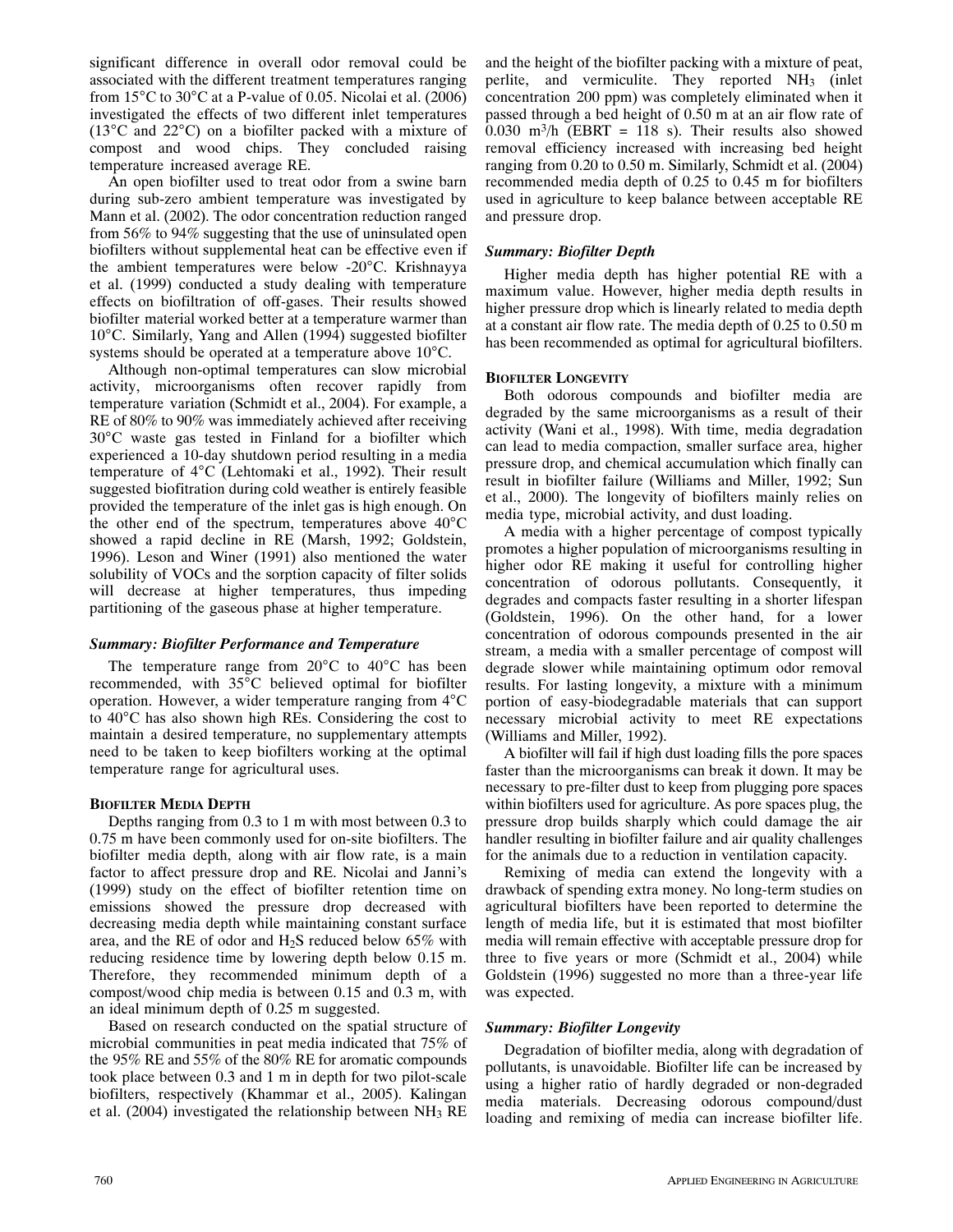significant difference in overall odor removal could be associated with the different treatment temperatures ranging from 15°C to 30°C at a P-value of 0.05. Nicolai et al. (2006) investigated the effects of two different inlet temperatures (13°C and 22°C) on a biofilter packed with a mixture of compost and wood chips. They concluded raising temperature increased average RE.

An open biofilter used to treat odor from a swine barn during sub-zero ambient temperature was investigated by Mann et al. (2002). The odor concentration reduction ranged from 56% to 94% suggesting that the use of uninsulated open biofilters without supplemental heat can be effective even if the ambient temperatures were below -20°C. Krishnayya et al. (1999) conducted a study dealing with temperature effects on biofiltration of off-gases. Their results showed biofilter material worked better at a temperature warmer than 10°C. Similarly, Yang and Allen (1994) suggested biofilter systems should be operated at a temperature above 10°C.

Although non-optimal temperatures can slow microbial activity, microorganisms often recover rapidly from temperature variation (Schmidt et al., 2004). For example, a RE of 80% to 90% was immediately achieved after receiving 30°C waste gas tested in Finland for a biofilter which experienced a 10-day shutdown period resulting in a media temperature of 4°C (Lehtomaki et al., 1992). Their result suggested biofitration during cold weather is entirely feasible provided the temperature of the inlet gas is high enough. On the other end of the spectrum, temperatures above 40°C showed a rapid decline in RE (Marsh, 1992; Goldstein, 1996). Leson and Winer (1991) also mentioned the water solubility of VOCs and the sorption capacity of filter solids will decrease at higher temperatures, thus impeding partitioning of the gaseous phase at higher temperature.

### *Summary: Biofilter Performance and Temperature*

The temperature range from 20°C to 40°C has been recommended, with 35°C believed optimal for biofilter operation. However, a wider temperature ranging from 4°C to 40°C has also shown high REs. Considering the cost to maintain a desired temperature, no supplementary attempts need to be taken to keep biofilters working at the optimal temperature range for agricultural uses.

## Biofilter Media Depth

Depths ranging from 0.3 to 1 m with most between 0.3 to 0.75 m have been commonly used for on-site biofilters. The biofilter media depth, along with air flow rate, is a main factor to affect pressure drop and RE. Nicolai and Janni's (1999) study on the effect of biofilter retention time on emissions showed the pressure drop decreased with decreasing media depth while maintaining constant surface area, and the RE of odor and $H_2S$ reduced below 65% with reducing residence time by lowering depth below 0.15 m. Therefore, they recommended minimum depth of a compost/wood chip media is between 0.15 and 0.3 m, with an ideal minimum depth of 0.25 m suggested.

Based on research conducted on the spatial structure of microbial communities in peat media indicated that 75% of the 95% RE and 55% of the 80% RE for aromatic compounds took place between 0.3 and 1 m in depth for two pilot-scale biofilters, respectively (Khammar et al., 2005). Kalingan et al. (2004) investigated the relationship between $NH_3$ RE and the height of the biofilter packing with a mixture of peat, perlite, and vermiculite. They reported $NH_3$ (inlet concentration 200 ppm) was completely eliminated when it passed through a bed height of 0.50 m at an air flow rate of 0.030 $m^3/h$ (EBRT = 118 s). Their results also showed removal efficiency increased with increasing bed height ranging from 0.20 to 0.50 m. Similarly, Schmidt et al. (2004) recommended media depth of 0.25 to 0.45 m for biofilters used in agriculture to keep balance between acceptable RE and pressure drop.

### *Summary: Biofilter Depth*

Higher media depth has higher potential RE with a maximum value. However, higher media depth results in higher pressure drop which is linearly related to media depth at a constant air flow rate. The media depth of 0.25 to 0.50 m has been recommended as optimal for agricultural biofilters.

## Biofilter Longevity

Both odorous compounds and biofilter media are degraded by the same microorganisms as a result of their activity (Wani et al., 1998). With time, media degradation can lead to media compaction, smaller surface area, higher pressure drop, and chemical accumulation which finally can result in biofilter failure (Williams and Miller, 1992; Sun et al., 2000). The longevity of biofilters mainly relies on media type, microbial activity, and dust loading.

A media with a higher percentage of compost typically promotes a higher population of microorganisms resulting in higher odor RE making it useful for controlling higher concentration of odorous pollutants. Consequently, it degrades and compacts faster resulting in a shorter lifespan (Goldstein, 1996). On the other hand, for a lower concentration of odorous compounds presented in the air stream, a media with a smaller percentage of compost will degrade slower while maintaining optimum odor removal results. For lasting longevity, a mixture with a minimum portion of easy-biodegradable materials that can support necessary microbial activity to meet RE expectations (Williams and Miller, 1992).

A biofilter will fail if high dust loading fills the pore spaces faster than the microorganisms can break it down. It may be necessary to pre-filter dust to keep from plugging pore spaces within biofilters used for agriculture. As pore spaces plug, the pressure drop builds sharply which could damage the air handler resulting in biofilter failure and air quality challenges for the animals due to a reduction in ventilation capacity.

Remixing of media can extend the longevity with a drawback of spending extra money. No long-term studies on agricultural biofilters have been reported to determine the length of media life, but it is estimated that most biofilter media will remain effective with acceptable pressure drop for three to five years or more (Schmidt et al., 2004) while Goldstein (1996) suggested no more than a three-year life was expected.

### *Summary: Biofilter Longevity*

Degradation of biofilter media, along with degradation of pollutants, is unavoidable. Biofilter life can be increased by using a higher ratio of hardly degraded or non-degraded media materials. Decreasing odorous compound/dust loading and remixing of media can increase biofilter life.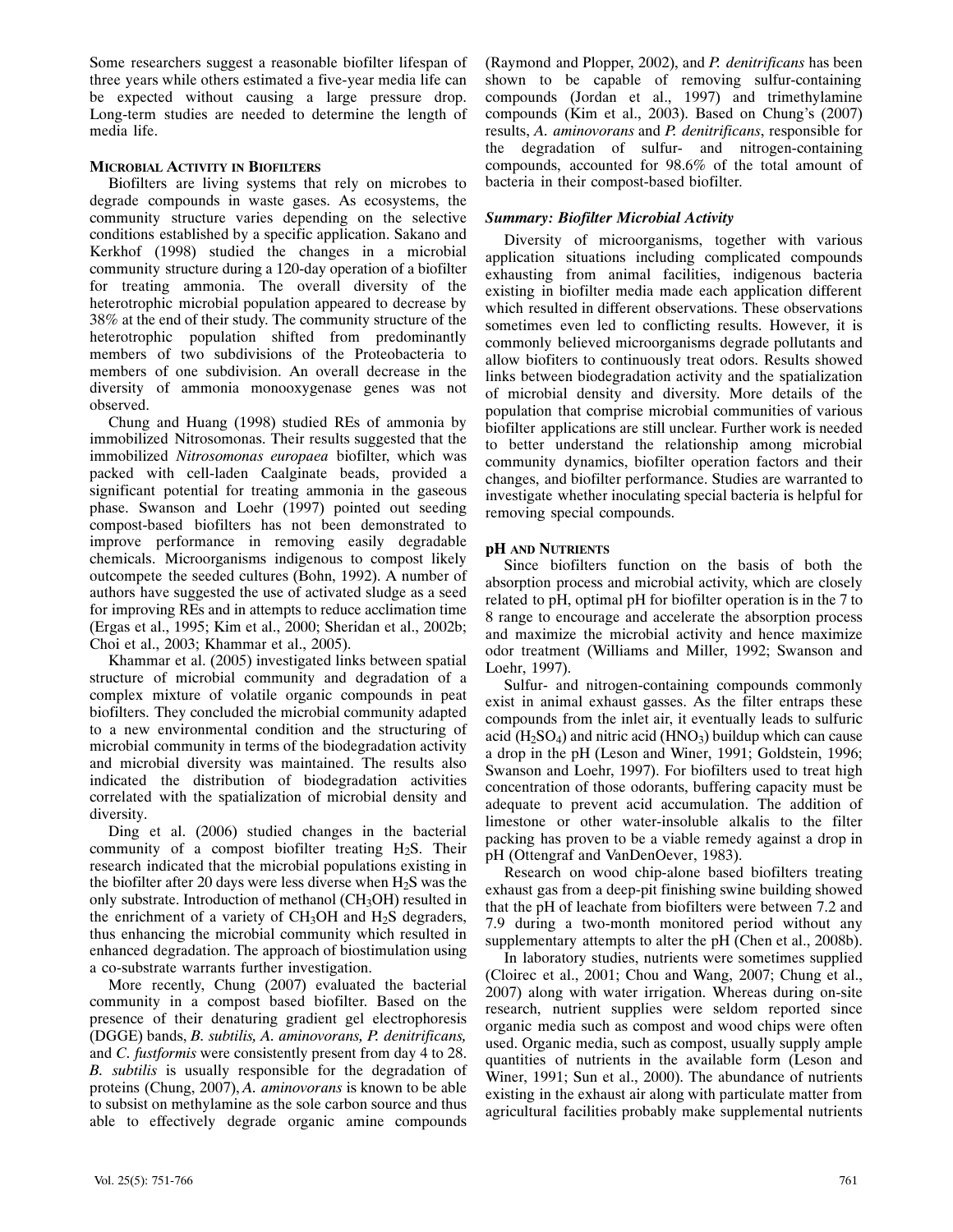Some researchers suggest a reasonable biofilter lifespan of three years while others estimated a five-year media life can be expected without causing a large pressure drop. Long-term studies are needed to determine the length of media life.

## Microbial Activity in Biofilters

Biofilters are living systems that rely on microbes to degrade compounds in waste gases. As ecosystems, the community structure varies depending on the selective conditions established by a specific application. Sakano and Kerkhof (1998) studied the changes in a microbial community structure during a 120-day operation of a biofilter for treating ammonia. The overall diversity of the heterotrophic microbial population appeared to decrease by 38% at the end of their study. The community structure of the heterotrophic population shifted from predominantly members of two subdivisions of the Proteobacteria to members of one subdivision. An overall decrease in the diversity of ammonia monooxygenase genes was not observed.

Chung and Huang (1998) studied REs of ammonia by immobilized Nitrosomonas. Their results suggested that the immobilized *Nitrosomonas europaea* biofilter, which was packed with cell-laden Caalginate beads, provided a significant potential for treating ammonia in the gaseous phase. Swanson and Loehr (1997) pointed out seeding compost-based biofilters has not been demonstrated to improve performance in removing easily degradable chemicals. Microorganisms indigenous to compost likely outcompete the seeded cultures (Bohn, 1992). A number of authors have suggested the use of activated sludge as a seed for improving REs and in attempts to reduce acclimation time (Ergas et al., 1995; Kim et al., 2000; Sheridan et al., 2002b; Choi et al., 2003; Khammar et al., 2005).

Khammar et al. (2005) investigated links between spatial structure of microbial community and degradation of a complex mixture of volatile organic compounds in peat biofilters. They concluded the microbial community adapted to a new environmental condition and the structuring of microbial community in terms of the biodegradation activity and microbial diversity was maintained. The results also indicated the distribution of biodegradation activities correlated with the spatialization of microbial density and diversity.

Ding et al. (2006) studied changes in the bacterial community of a compost biofilter treating $H_2S$. Their research indicated that the microbial populations existing in the biofilter after 20 days were less diverse when $H_2S$ was the only substrate. Introduction of methanol ($CH_3OH$) resulted in the enrichment of a variety of $CH_3OH$ and $H_2S$ degraders, thus enhancing the microbial community which resulted in enhanced degradation. The approach of biostimulation using a co-substrate warrants further investigation.

More recently, Chung (2007) evaluated the bacterial community in a compost based biofilter. Based on the presence of their denaturing gradient gel electrophoresis (DGGE) bands, *B. subtilis, A. aminovorans, P. denitrificans,* and *C. fustformis* were consistently present from day 4 to 28. *B. subtilis* is usually responsible for the degradation of proteins (Chung, 2007), *A. aminovorans* is known to be able to subsist on methylamine as the sole carbon source and thus able to effectively degrade organic amine compounds (Raymond and Plopper, 2002), and *P. denitrificans* has been shown to be capable of removing sulfur-containing compounds (Jordan et al., 1997) and trimethylamine compounds (Kim et al., 2003). Based on Chung's (2007) results, *A. aminovorans* and *P. denitrificans*, responsible for the degradation of sulfur- and nitrogen-containing compounds, accounted for 98.6% of the total amount of bacteria in their compost-based biofilter.

### *Summary: Biofilter Microbial Activity*

Diversity of microorganisms, together with various application situations including complicated compounds exhausting from animal facilities, indigenous bacteria existing in biofilter media made each application different which resulted in different observations. These observations sometimes even led to conflicting results. However, it is commonly believed microorganisms degrade pollutants and allow biofiters to continuously treat odors. Results showed links between biodegradation activity and the spatialization of microbial density and diversity. More details of the population that comprise microbial communities of various biofilter applications are still unclear. Further work is needed to better understand the relationship among microbial community dynamics, biofilter operation factors and their changes, and biofilter performance. Studies are warranted to investigate whether inoculating special bacteria is helpful for removing special compounds.

## pH and Nutrients

Since biofilters function on the basis of both the absorption process and microbial activity, which are closely related to pH, optimal pH for biofilter operation is in the 7 to 8 range to encourage and accelerate the absorption process and maximize the microbial activity and hence maximize odor treatment (Williams and Miller, 1992; Swanson and Loehr, 1997).

Sulfur- and nitrogen-containing compounds commonly exist in animal exhaust gasses. As the filter entraps these compounds from the inlet air, it eventually leads to sulfuric acid ($H_2SO_4$) and nitric acid ($HNO_3$) buildup which can cause a drop in the pH (Leson and Winer, 1991; Goldstein, 1996; Swanson and Loehr, 1997). For biofilters used to treat high concentration of those odorants, buffering capacity must be adequate to prevent acid accumulation. The addition of limestone or other water-insoluble alkalis to the filter packing has proven to be a viable remedy against a drop in pH (Ottengraf and VanDenOever, 1983).

Research on wood chip-alone based biofilters treating exhaust gas from a deep-pit finishing swine building showed that the pH of leachate from biofilters were between 7.2 and 7.9 during a two-month monitored period without any supplementary attempts to alter the pH (Chen et al., 2008b).

In laboratory studies, nutrients were sometimes supplied (Cloirec et al., 2001; Chou and Wang, 2007; Chung et al., 2007) along with water irrigation. Whereas during on-site research, nutrient supplies were seldom reported since organic media such as compost and wood chips were often used. Organic media, such as compost, usually supply ample quantities of nutrients in the available form (Leson and Winer, 1991; Sun et al., 2000). The abundance of nutrients existing in the exhaust air along with particulate matter from agricultural facilities probably make supplemental nutrients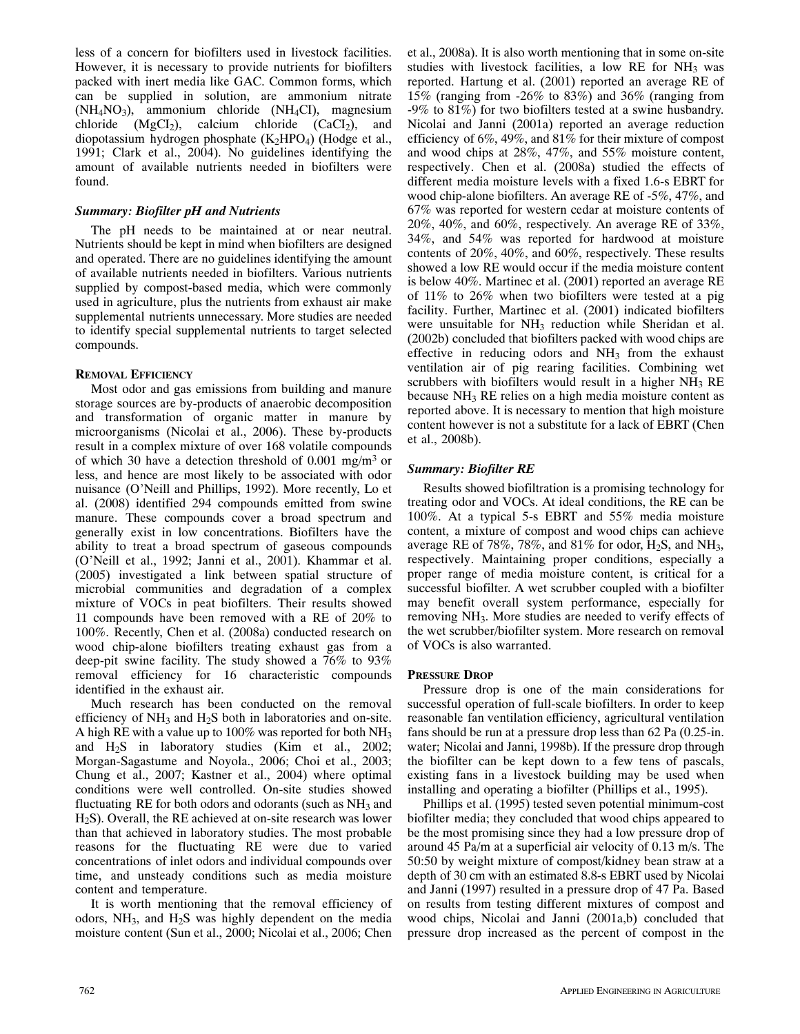less of a concern for biofilters used in livestock facilities. However, it is necessary to provide nutrients for biofilters packed with inert media like GAC. Common forms, which can be supplied in solution, are ammonium nitrate ($NH_4NO_3$), ammonium chloride ($NH_4Cl$), magnesium chloride ($MgCl_2$), calcium chloride ($CaCl_2$), and diopotassium hydrogen phosphate ($K_2HPO_4$) (Hodge et al., 1991; Clark et al., 2004). No guidelines identifying the amount of available nutrients needed in biofilters were found.

### *Summary: Biofilter pH and Nutrients*

The pH needs to be maintained at or near neutral. Nutrients should be kept in mind when biofilters are designed and operated. There are no guidelines identifying the amount of available nutrients needed in biofilters. Various nutrients supplied by compost-based media, which were commonly used in agriculture, plus the nutrients from exhaust air make supplemental nutrients unnecessary. More studies are needed to identify special supplemental nutrients to target selected compounds.

## Removal Efficiency

Most odor and gas emissions from building and manure storage sources are by-products of anaerobic decomposition and transformation of organic matter in manure by microorganisms (Nicolai et al., 2006). These by-products result in a complex mixture of over 168 volatile compounds of which 30 have a detection threshold of 0.001 mg/m$^3$ or less, and hence are most likely to be associated with odor nuisance (O'Neill and Phillips, 1992). More recently, Lo et al. (2008) identified 294 compounds emitted from swine manure. These compounds cover a broad spectrum and generally exist in low concentrations. Biofilters have the ability to treat a broad spectrum of gaseous compounds (O'Neill et al., 1992; Janni et al., 2001). Khammar et al. (2005) investigated a link between spatial structure of microbial communities and degradation of a complex mixture of VOCs in peat biofilters. Their results showed 11 compounds have been removed with a RE of 20% to 100%. Recently, Chen et al. (2008a) conducted research on wood chip-alone biofilters treating exhaust gas from a deep-pit swine facility. The study showed a 76% to 93% removal efficiency for 16 characteristic compounds identified in the exhaust air.

Much research has been conducted on the removal efficiency of $NH_3$ and $H_2S$ both in laboratories and on-site. A high RE with a value up to 100% was reported for both $NH_3$ and $H_2S$ in laboratory studies (Kim et al., 2002; Morgan-Sagastume and Noyola., 2006; Choi et al., 2003; Chung et al., 2007; Kastner et al., 2004) where optimal conditions were well controlled. On-site studies showed fluctuating RE for both odors and odorants (such as $NH_3$ and $H_2S$). Overall, the RE achieved at on-site research was lower than that achieved in laboratory studies. The most probable reasons for the fluctuating RE were due to varied concentrations of inlet odors and individual compounds over time, and unsteady conditions such as media moisture content and temperature.

It is worth mentioning that the removal efficiency of odors, $NH_3$, and $H_2S$ was highly dependent on the media moisture content (Sun et al., 2000; Nicolai et al., 2006; Chen et al., 2008a). It is also worth mentioning that in some on-site studies with livestock facilities, a low RE for $NH_3$ was reported. Hartung et al. (2001) reported an average RE of 15% (ranging from -26% to 83%) and 36% (ranging from -9% to 81%) for two biofilters tested at a swine husbandry. Nicolai and Janni (2001a) reported an average reduction efficiency of 6%, 49%, and 81% for their mixture of compost and wood chips at 28%, 47%, and 55% moisture content, respectively. Chen et al. (2008a) studied the effects of different media moisture levels with a fixed 1.6-s EBRT for wood chip-alone biofilters. An average RE of -5%, 47%, and 67% was reported for western cedar at moisture contents of 20%, 40%, and 60%, respectively. An average RE of 33%, 34%, and 54% was reported for hardwood at moisture contents of 20%, 40%, and 60%, respectively. These results showed a low RE would occur if the media moisture content is below 40%. Martinec et al. (2001) reported an average RE of 11% to 26% when two biofilters were tested at a pig facility. Further, Martinec et al. (2001) indicated biofilters were unsuitable for $NH_3$ reduction while Sheridan et al. (2002b) concluded that biofilters packed with wood chips are effective in reducing odors and $NH_3$ from the exhaust ventilation air of pig rearing facilities. Combining wet scrubbers with biofilters would result in a higher $NH_3$ RE because $NH_3$ RE relies on a high media moisture content as reported above. It is necessary to mention that high moisture content however is not a substitute for a lack of EBRT (Chen et al., 2008b).

### *Summary: Biofilter RE*

Results showed biofiltration is a promising technology for treating odor and VOCs. At ideal conditions, the RE can be 100%. At a typical 5-s EBRT and 55% media moisture content, a mixture of compost and wood chips can achieve average RE of 78%, 78%, and 81% for odor, $H_2S$, and $NH_3$, respectively. Maintaining proper conditions, especially a proper range of media moisture content, is critical for a successful biofilter. A wet scrubber coupled with a biofilter may benefit overall system performance, especially for removing $NH_3$. More studies are needed to verify effects of the wet scrubber/biofilter system. More research on removal of VOCs is also warranted.

## Pressure Drop

Pressure drop is one of the main considerations for successful operation of full-scale biofilters. In order to keep reasonable fan ventilation efficiency, agricultural ventilation fans should be run at a pressure drop less than 62 Pa (0.25-in. water; Nicolai and Janni, 1998b). If the pressure drop through the biofilter can be kept down to a few tens of pascals, existing fans in a livestock building may be used when installing and operating a biofilter (Phillips et al., 1995).

Phillips et al. (1995) tested seven potential minimum-cost biofilter media; they concluded that wood chips appeared to be the most promising since they had a low pressure drop of around 45 Pa/m at a superficial air velocity of 0.13 m/s. The 50:50 by weight mixture of compost/kidney bean straw at a depth of 30 cm with an estimated 8.8-s EBRT used by Nicolai and Janni (1997) resulted in a pressure drop of 47 Pa. Based on results from testing different mixtures of compost and wood chips, Nicolai and Janni (2001a,b) concluded that pressure drop increased as the percent of compost in the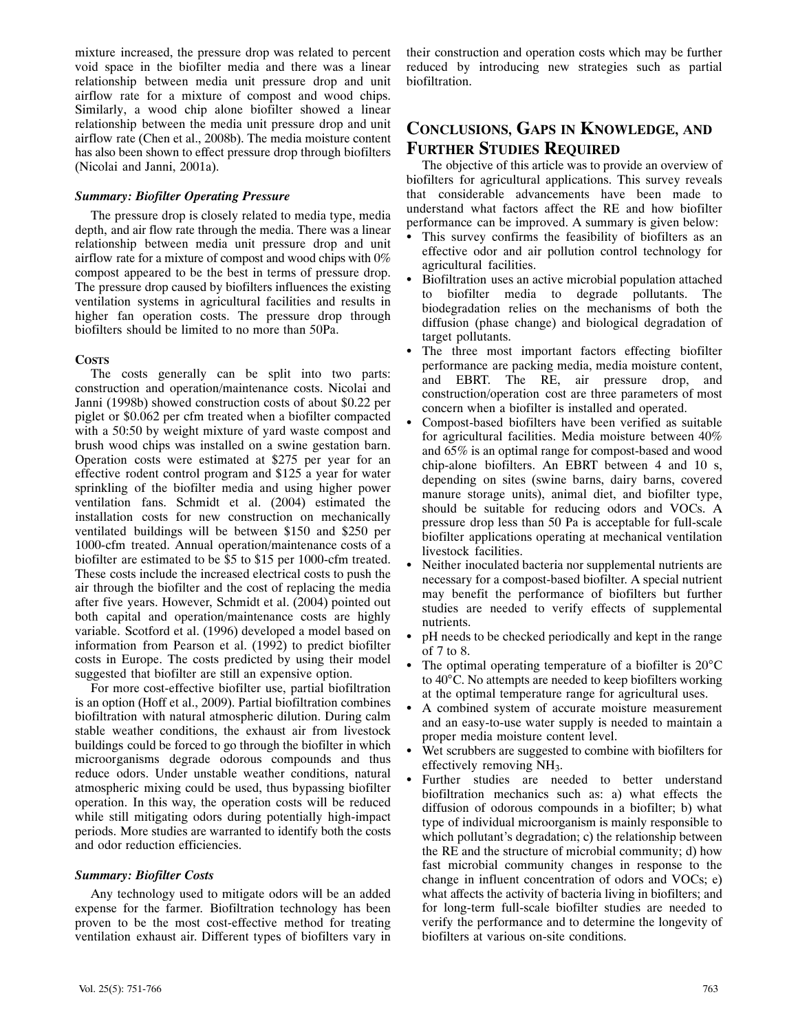mixture increased, the pressure drop was related to percent void space in the biofilter media and there was a linear relationship between media unit pressure drop and unit airflow rate for a mixture of compost and wood chips. Similarly, a wood chip alone biofilter showed a linear relationship between the media unit pressure drop and unit airflow rate (Chen et al., 2008b). The media moisture content has also been shown to effect pressure drop through biofilters (Nicolai and Janni, 2001a).

#### *Summary: Biofilter Operating Pressure*

The pressure drop is closely related to media type, media depth, and air flow rate through the media. There was a linear relationship between media unit pressure drop and unit airflow rate for a mixture of compost and wood chips with 0% compost appeared to be the best in terms of pressure drop. The pressure drop caused by biofilters influences the existing ventilation systems in agricultural facilities and results in higher fan operation costs. The pressure drop through biofilters should be limited to no more than 50Pa.

### Costs

The costs generally can be split into two parts: construction and operation/maintenance costs. Nicolai and Janni (1998b) showed construction costs of about \$0.22 per piglet or \$0.062 per cfm treated when a biofilter compacted with a 50:50 by weight mixture of yard waste compost and brush wood chips was installed on a swine gestation barn. Operation costs were estimated at \$275 per year for an effective rodent control program and \$125 a year for water sprinkling of the biofilter media and using higher power ventilation fans. Schmidt et al. (2004) estimated the installation costs for new construction on mechanically ventilated buildings will be between \$150 and \$250 per 1000-cfm treated. Annual operation/maintenance costs of a biofilter are estimated to be \$5 to \$15 per 1000-cfm treated. These costs include the increased electrical costs to push the air through the biofilter and the cost of replacing the media after five years. However, Schmidt et al. (2004) pointed out both capital and operation/maintenance costs are highly variable. Scotford et al. (1996) developed a model based on information from Pearson et al. (1992) to predict biofilter costs in Europe. The costs predicted by using their model suggested that biofilter are still an expensive option.

For more cost-effective biofilter use, partial biofiltration is an option (Hoff et al., 2009). Partial biofiltration combines biofiltration with natural atmospheric dilution. During calm stable weather conditions, the exhaust air from livestock buildings could be forced to go through the biofilter in which microorganisms degrade odorous compounds and thus reduce odors. Under unstable weather conditions, natural atmospheric mixing could be used, thus bypassing biofilter operation. In this way, the operation costs will be reduced while still mitigating odors during potentially high-impact periods. More studies are warranted to identify both the costs and odor reduction efficiencies.

#### *Summary: Biofilter Costs*

Any technology used to mitigate odors will be an added expense for the farmer. Biofiltration technology has been proven to be the most cost-effective method for treating ventilation exhaust air. Different types of biofilters vary in their construction and operation costs which may be further reduced by introducing new strategies such as partial biofiltration.

## Conclusions, Gaps in Knowledge, and Further Studies Required

The objective of this article was to provide an overview of biofilters for agricultural applications. This survey reveals that considerable advancements have been made to understand what factors affect the RE and how biofilter performance can be improved. A summary is given below:

- This survey confirms the feasibility of biofilters as an effective odor and air pollution control technology for agricultural facilities.
- Biofiltration uses an active microbial population attached to biofilter media to degrade pollutants. The biodegradation relies on the mechanisms of both the diffusion (phase change) and biological degradation of target pollutants.
- The three most important factors effecting biofilter performance are packing media, media moisture content, and EBRT. The RE, air pressure drop, and construction/operation cost are three parameters of most concern when a biofilter is installed and operated.
- Compost-based biofilters have been verified as suitable for agricultural facilities. Media moisture between 40% and 65% is an optimal range for compost-based and wood chip-alone biofilters. An EBRT between 4 and 10 s, depending on sites (swine barns, dairy barns, covered manure storage units), animal diet, and biofilter type, should be suitable for reducing odors and VOCs. A pressure drop less than 50 Pa is acceptable for full-scale biofilter applications operating at mechanical ventilation livestock facilities.
- Neither inoculated bacteria nor supplemental nutrients are necessary for a compost-based biofilter. A special nutrient may benefit the performance of biofilters but further studies are needed to verify effects of supplemental nutrients.
- pH needs to be checked periodically and kept in the range of 7 to 8.
- The optimal operating temperature of a biofilter is 20°C to 40°C. No attempts are needed to keep biofilters working at the optimal temperature range for agricultural uses.
- A combined system of accurate moisture measurement and an easy-to-use water supply is needed to maintain a proper media moisture content level.
- Wet scrubbers are suggested to combine with biofilters for effectively removing $NH_3$.
- Further studies are needed to better understand biofiltration mechanics such as: a) what effects the diffusion of odorous compounds in a biofilter; b) what type of individual microorganism is mainly responsible to which pollutant's degradation; c) the relationship between the RE and the structure of microbial community; d) how fast microbial community changes in response to the change in influent concentration of odors and VOCs; e) what affects the activity of bacteria living in biofilters; and for long-term full-scale biofilter studies are needed to verify the performance and to determine the longevity of biofilters at various on-site conditions.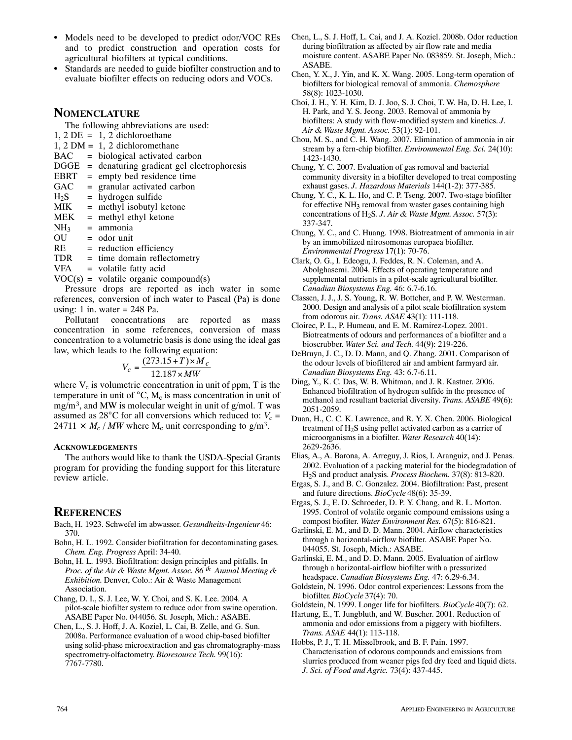- Models need to be developed to predict odor/VOC REs and to predict construction and operation costs for agricultural biofilters at typical conditions.
- Standards are needed to guide biofilter construction and to evaluate biofilter effects on reducing odors and VOCs.

## Nomenclature

The following abbreviations are used:

1, 2 DE = 1, 2 dichloroethane
1, 2 DM = 1, 2 dichloromethane
BAC = biological activated carbon
DGGE = denaturing gradient gel electrophoresis
EBRT = empty bed residence time
GAC = granular activated carbon
$H_2S$ = hydrogen sulfide
MIK = methyl isobutyl ketone
MEK = methyl ethyl ketone
$NH_3$ = ammonia
OU = odor unit
RE = reduction efficiency
TDR = time domain reflectometry
VFA = volatile fatty acid
VOC(s) = volatile organic compound(s)

Pressure drops are reported as inch water in some references, conversion of inch water to Pascal (Pa) is done using: 1 in. water = 248 Pa.

Pollutant concentrations are reported as mass concentration in some references, conversion of mass concentration to a volumetric basis is done using the ideal gas law, which leads to the following equation:

$$V_c = \frac{(273.15 + T) \times M_c}{12.187 \times MW}$$

where $V_c$ is volumetric concentration in unit of ppm, T is the temperature in unit of °C, $M_c$ is mass concentration in unit of mg/m$^3$, and MW is molecular weight in unit of g/mol. T was assumed as 28°C for all conversions which reduced to: $V_c = 24711 \times M_c / MW$ where $M_c$ unit corresponding to g/m$^3$.

### Acknowledgements

The authors would like to thank the USDA-Special Grants program for providing the funding support for this literature review article.

## References

Bach, H. 1923. Schwefel im abwasser. *Gesundheits-Ingenieur* 46: 370.

Bohn, H. L. 1992. Consider biofiltration for decontaminating gases. *Chem. Eng. Progress* April: 34-40.

Bohn, H. L. 1993. Biofiltration: design principles and pitfalls. In *Proc. of the Air & Waste Mgmt. Assoc. 86 th Annual Meeting & Exhibition.* Denver, Colo.: Air & Waste Management Association.

Chang, D. I., S. J. Lee, W. Y. Choi, and S. K. Lee. 2004. A pilot-scale biofilter system to reduce odor from swine operation. ASABE Paper No. 044056. St. Joseph, Mich.: ASABE.

Chen, L., S. J. Hoff, J. A. Koziel, L. Cai, B. Zelle, and G. Sun. 2008a. Performance evaluation of a wood chip-based biofilter using solid-phase microextraction and gas chromatography-mass spectrometry-olfactometry. *Bioresource Tech.* 99(16): 7767-7780.

Chen, L., S. J. Hoff, L. Cai, and J. A. Koziel. 2008b. Odor reduction during biofiltration as affected by air flow rate and media moisture content. ASABE Paper No. 083859. St. Joseph, Mich.: ASABE.

Chen, Y. X., J. Yin, and K. X. Wang. 2005. Long-term operation of biofilters for biological removal of ammonia. *Chemosphere* 58(8): 1023-1030.

Choi, J. H., Y. H. Kim, D. J. Joo, S. J. Choi, T. W. Ha, D. H. Lee, I. H. Park, and Y. S. Jeong. 2003. Removal of ammonia by biofilters: A study with flow-modified system and kinetics. *J. Air & Waste Mgmt. Assoc.* 53(1): 92-101.

Chou, M. S., and C. H. Wang. 2007. Elimination of ammonia in air stream by a fern-chip biofilter. *Environmental Eng. Sci.* 24(10): 1423-1430.

Chung, Y. C. 2007. Evaluation of gas removal and bacterial community diversity in a biofilter developed to treat composting exhaust gases. *J. Hazardous Materials* 144(1-2): 377-385.

Chung, Y. C., K. L. Ho, and C. P. Tseng. 2007. Two-stage biofilter for effective $NH_3$ removal from waster gases containing high concentrations of $H_2S$. *J. Air & Waste Mgmt. Assoc.* 57(3): 337-347.

Chung, Y. C., and C. Huang. 1998. Biotreatment of ammonia in air by an immobilized nitrosomonas europaea biofilter. *Environmental Progress* 17(1): 70-76.

Clark, O. G., I. Edeogu, J. Feddes, R. N. Coleman, and A. Abolghasemi. 2004. Effects of operating temperature and supplemental nutrients in a pilot-scale agricultural biofilter. *Canadian Biosystems Eng.* 46: 6.7-6.16.

Classen, J. J., J. S. Young, R. W. Bottcher, and P. W. Westerman. 2000. Design and analysis of a pilot scale biofiltration system from odorous air. *Trans. ASAE* 43(1): 111-118.

Cloirec, P. L., P. Humeau, and E. M. Ramirez-Lopez. 2001. Biotreatments of odours and performances of a biofilter and a bioscrubber. *Water Sci. and Tech.* 44(9): 219-226.

DeBruyn, J. C., D. D. Mann, and Q. Zhang. 2001. Comparison of the odour levels of biofiltered air and ambient farmyard air. *Canadian Biosystems Eng.* 43: 6.7-6.11.

Ding, Y., K. C. Das, W. B. Whitman, and J. R. Kastner. 2006. Enhanced biofiltration of hydrogen sulfide in the presence of methanol and resultant bacterial diversity. *Trans. ASABE* 49(6): 2051-2059.

Duan, H., C. C. K. Lawrence, and R. Y. X. Chen. 2006. Biological treatment of $H_2S$ using pellet activated carbon as a carrier of microorganisms in a biofilter. *Water Research* 40(14): 2629-2636.

Elias, A., A. Barona, A. Arreguy, J. Rios, I. Aranguiz, and J. Penas. 2002. Evaluation of a packing material for the biodegradation of $H_2S$ and product analysis. *Process Biochem.* 37(8): 813-820.

Ergas, S. J., and B. C. Gonzalez. 2004. Biofiltration: Past, present and future directions. *BioCycle* 48(6): 35-39.

Ergas, S. J., E. D. Schroeder, D. P. Y. Chang, and R. L. Morton. 1995. Control of volatile organic compound emissions using a compost biofiter. *Water Environment Res.* 67(5): 816-821.

Garlinski, E. M., and D. D. Mann. 2004. Airflow characteristics through a horizontal-airflow biofilter. ASABE Paper No. 044055. St. Joseph, Mich.: ASABE.

Garlinski, E. M., and D. D. Mann. 2005. Evaluation of airflow through a horizontal-airflow biofilter with a pressurized headspace. *Canadian Biosystems Eng.* 47: 6.29-6.34.

Goldstein, N. 1996. Odor control experiences: Lessons from the biofilter. *BioCycle* 37(4): 70.

Goldstein, N. 1999. Longer life for biofilters. *BioCycle* 40(7): 62.

Hartung, E., T. Jungbluth, and W. Buscher. 2001. Reduction of ammonia and odor emissions from a piggery with biofilters. *Trans. ASAE* 44(1): 113-118.

Hobbs, P. J., T. H. Misselbrook, and B. F. Pain. 1997. Characterisation of odorous compounds and emissions from slurries produced from weaner pigs fed dry feed and liquid diets. *J. Sci. of Food and Agric.* 73(4): 437-445.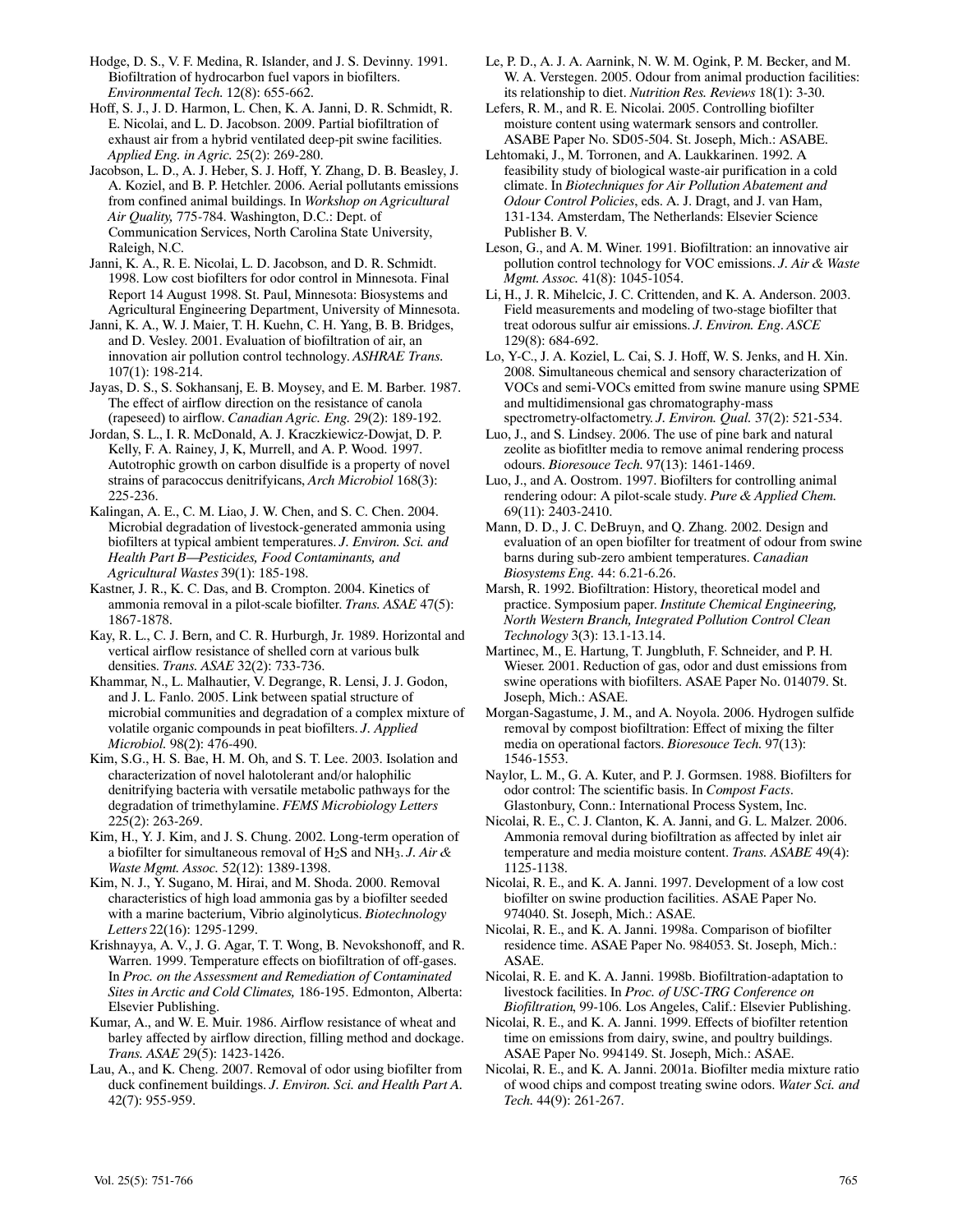Hodge, D. S., V. F. Medina, R. Islander, and J. S. Devinny. 1991. Biofiltration of hydrocarbon fuel vapors in biofilters. *Environmental Tech.* 12(8): 655-662.

Hoff, S. J., J. D. Harmon, L. Chen, K. A. Janni, D. R. Schmidt, R. E. Nicolai, and L. D. Jacobson. 2009. Partial biofiltration of exhaust air from a hybrid ventilated deep-pit swine facilities. *Applied Eng. in Agric.* 25(2): 269-280.

Jacobson, L. D., A. J. Heber, S. J. Hoff, Y. Zhang, D. B. Beasley, J. A. Koziel, and B. P. Hetchler. 2006. Aerial pollutants emissions from confined animal buildings. In *Workshop on Agricultural Air Quality,* 775-784. Washington, D.C.: Dept. of Communication Services, North Carolina State University, Raleigh, N.C.

Janni, K. A., R. E. Nicolai, L. D. Jacobson, and D. R. Schmidt. 1998. Low cost biofilters for odor control in Minnesota. Final Report 14 August 1998. St. Paul, Minnesota: Biosystems and Agricultural Engineering Department, University of Minnesota.

Janni, K. A., W. J. Maier, T. H. Kuehn, C. H. Yang, B. B. Bridges, and D. Vesley. 2001. Evaluation of biofiltration of air, an innovation air pollution control technology. *ASHRAE Trans.* 107(1): 198-214.

Jayas, D. S., S. Sokhansanj, E. B. Moysey, and E. M. Barber. 1987. The effect of airflow direction on the resistance of canola (rapeseed) to airflow. *Canadian Agric. Eng.* 29(2): 189-192.

Jordan, S. L., I. R. McDonald, A. J. Kraczkiewicz-Dowjat, D. P. Kelly, F. A. Rainey, J, K, Murrell, and A. P. Wood. 1997. Autotrophic growth on carbon disulfide is a property of novel strains of paracoccus denitrifyicans, *Arch Microbiol* 168(3): 225-236.

Kalingan, A. E., C. M. Liao, J. W. Chen, and S. C. Chen. 2004. Microbial degradation of livestock-generated ammonia using biofilters at typical ambient temperatures. *J. Environ. Sci. and Health Part B—Pesticides, Food Contaminants, and Agricultural Wastes* 39(1): 185-198.

Kastner, J. R., K. C. Das, and B. Crompton. 2004. Kinetics of ammonia removal in a pilot-scale biofilter. *Trans. ASAE* 47(5): 1867-1878.

Kay, R. L., C. J. Bern, and C. R. Hurburgh, Jr. 1989. Horizontal and vertical airflow resistance of shelled corn at various bulk densities. *Trans. ASAE* 32(2): 733-736.

Khammar, N., L. Malhautier, V. Degrange, R. Lensi, J. J. Godon, and J. L. Fanlo. 2005. Link between spatial structure of microbial communities and degradation of a complex mixture of volatile organic compounds in peat biofilters. *J. Applied Microbiol.* 98(2): 476-490.

Kim, S.G., H. S. Bae, H. M. Oh, and S. T. Lee. 2003. Isolation and characterization of novel halotolerant and/or halophilic denitrifying bacteria with versatile metabolic pathways for the degradation of trimethylamine. *FEMS Microbiology Letters* 225(2): 263-269.

Kim, H., Y. J. Kim, and J. S. Chung. 2002. Long-term operation of a biofilter for simultaneous removal of $H_2S$ and $NH_3$. *J. Air & Waste Mgmt. Assoc.* 52(12): 1389-1398.

Kim, N. J., Y. Sugano, M. Hirai, and M. Shoda. 2000. Removal characteristics of high load ammonia gas by a biofilter seeded with a marine bacterium, Vibrio alginolyticus. *Biotechnology Letters* 22(16): 1295-1299.

Krishnayya, A. V., J. G. Agar, T. T. Wong, B. Nevokshonoff, and R. Warren. 1999. Temperature effects on biofiltration of off-gases. In *Proc. on the Assessment and Remediation of Contaminated Sites in Arctic and Cold Climates,* 186-195. Edmonton, Alberta: Elsevier Publishing.

Kumar, A., and W. E. Muir. 1986. Airflow resistance of wheat and barley affected by airflow direction, filling method and dockage. *Trans. ASAE* 29(5): 1423-1426.

Lau, A., and K. Cheng. 2007. Removal of odor using biofilter from duck confinement buildings. *J. Environ. Sci. and Health Part A.* 42(7): 955-959.

Le, P. D., A. J. A. Aarnink, N. W. M. Ogink, P. M. Becker, and M. W. A. Verstegen. 2005. Odour from animal production facilities: its relationship to diet. *Nutrition Res. Reviews* 18(1): 3-30.

Lefers, R. M., and R. E. Nicolai. 2005. Controlling biofilter moisture content using watermark sensors and controller. ASABE Paper No. SD05-504. St. Joseph, Mich.: ASABE.

Lehtomaki, J., M. Torronen, and A. Laukkarinen. 1992. A feasibility study of biological waste-air purification in a cold climate. In *Biotechniques for Air Pollution Abatement and Odour Control Policies*, eds. A. J. Dragt, and J. van Ham, 131-134. Amsterdam, The Netherlands: Elsevier Science Publisher B. V.

Leson, G., and A. M. Winer. 1991. Biofiltration: an innovative air pollution control technology for VOC emissions. *J. Air & Waste Mgmt. Assoc.* 41(8): 1045-1054.

Li, H., J. R. Mihelcic, J. C. Crittenden, and K. A. Anderson. 2003. Field measurements and modeling of two-stage biofilter that treat odorous sulfur air emissions. *J. Environ. Eng. ASCE* 129(8): 684-692.

Lo, Y-C., J. A. Koziel, L. Cai, S. J. Hoff, W. S. Jenks, and H. Xin. 2008. Simultaneous chemical and sensory characterization of VOCs and semi-VOCs emitted from swine manure using SPME and multidimensional gas chromatography-mass spectrometry-olfactometry. *J. Environ. Qual.* 37(2): 521-534.

Luo, J., and S. Lindsey. 2006. The use of pine bark and natural zeolite as biofitlter media to remove animal rendering process odours. *Bioresouce Tech.* 97(13): 1461-1469.

Luo, J., and A. Oostrom. 1997. Biofilters for controlling animal rendering odour: A pilot-scale study. *Pure & Applied Chem.* 69(11): 2403-2410.

Mann, D. D., J. C. DeBruyn, and Q. Zhang. 2002. Design and evaluation of an open biofilter for treatment of odour from swine barns during sub-zero ambient temperatures. *Canadian Biosystems Eng.* 44: 6.21-6.26.

Marsh, R. 1992. Biofiltration: History, theoretical model and practice. Symposium paper. *Institute Chemical Engineering, North Western Branch, Integrated Pollution Control Clean Technology* 3(3): 13.1-13.14.

Martinec, M., E. Hartung, T. Jungbluth, F. Schneider, and P. H. Wieser. 2001. Reduction of gas, odor and dust emissions from swine operations with biofilters. ASAE Paper No. 014079. St. Joseph, Mich.: ASAE.

Morgan-Sagastume, J. M., and A. Noyola. 2006. Hydrogen sulfide removal by compost biofiltration: Effect of mixing the filter media on operational factors. *Bioresouce Tech.* 97(13): 1546-1553.

Naylor, L. M., G. A. Kuter, and P. J. Gormsen. 1988. Biofilters for odor control: The scientific basis. In *Compost Facts*. Glastonbury, Conn.: International Process System, Inc.

Nicolai, R. E., C. J. Clanton, K. A. Janni, and G. L. Malzer. 2006. Ammonia removal during biofiltration as affected by inlet air temperature and media moisture content. *Trans. ASABE* 49(4): 1125-1138.

Nicolai, R. E., and K. A. Janni. 1997. Development of a low cost biofilter on swine production facilities. ASAE Paper No. 974040. St. Joseph, Mich.: ASAE.

Nicolai, R. E., and K. A. Janni. 1998a. Comparison of biofilter residence time. ASAE Paper No. 984053. St. Joseph, Mich.: ASAE.

Nicolai, R. E. and K. A. Janni. 1998b. Biofiltration-adaptation to livestock facilities. In *Proc. of USC-TRG Conference on Biofiltration*, 99-106. Los Angeles, Calif.: Elsevier Publishing.

Nicolai, R. E., and K. A. Janni. 1999. Effects of biofilter retention time on emissions from dairy, swine, and poultry buildings. ASAE Paper No. 994149. St. Joseph, Mich.: ASAE.

Nicolai, R. E., and K. A. Janni. 2001a. Biofilter media mixture ratio of wood chips and compost treating swine odors. *Water Sci. and Tech.* 44(9): 261-267.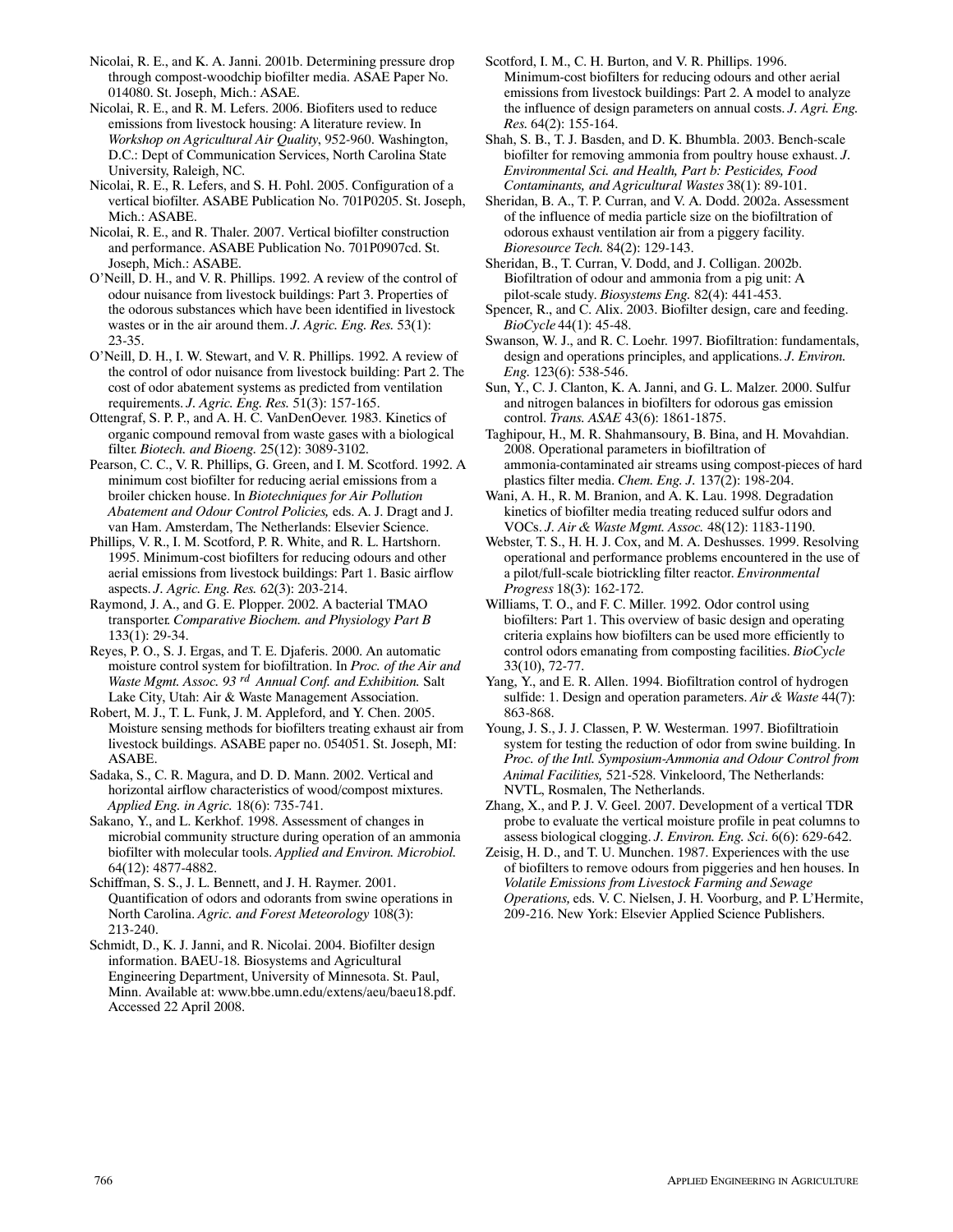Nicolai, R. E., and K. A. Janni. 2001b. Determining pressure drop through compost-woodchip biofilter media. ASAE Paper No. 014080. St. Joseph, Mich.: ASAE.

Nicolai, R. E., and R. M. Lefers. 2006. Biofiters used to reduce emissions from livestock housing: A literature review. In *Workshop on Agricultural Air Quality*, 952-960. Washington, D.C.: Dept of Communication Services, North Carolina State University, Raleigh, NC.

Nicolai, R. E., R. Lefers, and S. H. Pohl. 2005. Configuration of a vertical biofilter. ASABE Publication No. 701P0205. St. Joseph, Mich.: ASABE.

Nicolai, R. E., and R. Thaler. 2007. Vertical biofilter construction and performance. ASABE Publication No. 701P0907cd. St. Joseph, Mich.: ASABE.

O'Neill, D. H., and V. R. Phillips. 1992. A review of the control of odour nuisance from livestock buildings: Part 3. Properties of the odorous substances which have been identified in livestock wastes or in the air around them. *J. Agric. Eng. Res.* 53(1): 23-35.

O'Neill, D. H., I. W. Stewart, and V. R. Phillips. 1992. A review of the control of odor nuisance from livestock building: Part 2. The cost of odor abatement systems as predicted from ventilation requirements. *J. Agric. Eng. Res.* 51(3): 157-165.

Ottengraf, S. P. P., and A. H. C. VanDenOever. 1983. Kinetics of organic compound removal from waste gases with a biological filter. *Biotech. and Bioeng.* 25(12): 3089-3102.

Pearson, C. C., V. R. Phillips, G. Green, and I. M. Scotford. 1992. A minimum cost biofilter for reducing aerial emissions from a broiler chicken house. In *Biotechniques for Air Pollution Abatement and Odour Control Policies,* eds. A. J. Dragt and J. van Ham. Amsterdam, The Netherlands: Elsevier Science.

Phillips, V. R., I. M. Scotford, P. R. White, and R. L. Hartshorn. 1995. Minimum-cost biofilters for reducing odours and other aerial emissions from livestock buildings: Part 1. Basic airflow aspects. *J. Agric. Eng. Res.* 62(3): 203-214.

Raymond, J. A., and G. E. Plopper. 2002. A bacterial TMAO transporter. *Comparative Biochem. and Physiology Part B* 133(1): 29-34.

Reyes, P. O., S. J. Ergas, and T. E. Djaferis. 2000. An automatic moisture control system for biofiltration. In *Proc. of the Air and Waste Mgmt. Assoc. 93 rd Annual Conf. and Exhibition.* Salt Lake City, Utah: Air & Waste Management Association.

Robert, M. J., T. L. Funk, J. M. Appleford, and Y. Chen. 2005. Moisture sensing methods for biofilters treating exhaust air from livestock buildings. ASABE paper no. 054051. St. Joseph, MI: ASABE.

Sadaka, S., C. R. Magura, and D. D. Mann. 2002. Vertical and horizontal airflow characteristics of wood/compost mixtures. *Applied Eng. in Agric.* 18(6): 735-741.

Sakano, Y., and L. Kerkhof. 1998. Assessment of changes in microbial community structure during operation of an ammonia biofilter with molecular tools. *Applied and Environ. Microbiol.* 64(12): 4877-4882.

Schiffman, S. S., J. L. Bennett, and J. H. Raymer. 2001. Quantification of odors and odorants from swine operations in North Carolina. *Agric. and Forest Meteorology* 108(3): 213-240.

Schmidt, D., K. J. Janni, and R. Nicolai. 2004. Biofilter design information. BAEU-18. Biosystems and Agricultural Engineering Department, University of Minnesota. St. Paul, Minn. Available at: www.bbe.umn.edu/extens/aeu/baeu18.pdf. Accessed 22 April 2008.

Scotford, I. M., C. H. Burton, and V. R. Phillips. 1996. Minimum-cost biofilters for reducing odours and other aerial emissions from livestock buildings: Part 2. A model to analyze the influence of design parameters on annual costs. *J. Agri. Eng. Res.* 64(2): 155-164.

Shah, S. B., T. J. Basden, and D. K. Bhumbla. 2003. Bench-scale biofilter for removing ammonia from poultry house exhaust. *J. Environmental Sci. and Health, Part b: Pesticides, Food Contaminants, and Agricultural Wastes* 38(1): 89-101.

Sheridan, B. A., T. P. Curran, and V. A. Dodd. 2002a. Assessment of the influence of media particle size on the biofiltration of odorous exhaust ventilation air from a piggery facility. *Bioresource Tech.* 84(2): 129-143.

Sheridan, B., T. Curran, V. Dodd, and J. Colligan. 2002b. Biofiltration of odour and ammonia from a pig unit: A pilot-scale study. *Biosystems Eng.* 82(4): 441-453.

Spencer, R., and C. Alix. 2003. Biofilter design, care and feeding. *BioCycle* 44(1): 45-48.

Swanson, W. J., and R. C. Loehr. 1997. Biofiltration: fundamentals, design and operations principles, and applications. *J. Environ. Eng.* 123(6): 538-546.

Sun, Y., C. J. Clanton, K. A. Janni, and G. L. Malzer. 2000. Sulfur and nitrogen balances in biofilters for odorous gas emission control. *Trans. ASAE* 43(6): 1861-1875.

Taghipour, H., M. R. Shahmansoury, B. Bina, and H. Movahdian. 2008. Operational parameters in biofiltration of ammonia-contaminated air streams using compost-pieces of hard plastics filter media. *Chem. Eng. J.* 137(2): 198-204.

Wani, A. H., R. M. Branion, and A. K. Lau. 1998. Degradation kinetics of biofilter media treating reduced sulfur odors and VOCs. *J. Air & Waste Mgmt. Assoc.* 48(12): 1183-1190.

Webster, T. S., H. H. J. Cox, and M. A. Deshusses. 1999. Resolving operational and performance problems encountered in the use of a pilot/full-scale biotrickling filter reactor. *Environmental Progress* 18(3): 162-172.

Williams, T. O., and F. C. Miller. 1992. Odor control using biofilters: Part 1. This overview of basic design and operating criteria explains how biofilters can be used more efficiently to control odors emanating from composting facilities. *BioCycle* 33(10), 72-77.

Yang, Y., and E. R. Allen. 1994. Biofiltration control of hydrogen sulfide: 1. Design and operation parameters. *Air & Waste* 44(7): 863-868.

Young, J. S., J. J. Classen, P. W. Westerman. 1997. Biofiltratioin system for testing the reduction of odor from swine building. In *Proc. of the Intl. Symposium-Ammonia and Odour Control from Animal Facilities,* 521-528. Vinkeloord, The Netherlands: NVTL, Rosmalen, The Netherlands.

Zhang, X., and P. J. V. Geel. 2007. Development of a vertical TDR probe to evaluate the vertical moisture profile in peat columns to assess biological clogging. *J. Environ. Eng. Sci*. 6(6): 629-642.

Zeisig, H. D., and T. U. Munchen. 1987. Experiences with the use of biofilters to remove odours from piggeries and hen houses. In *Volatile Emissions from Livestock Farming and Sewage Operations,* eds. V. C. Nielsen, J. H. Voorburg, and P. L'Hermite, 209-216. New York: Elsevier Applied Science Publishers.